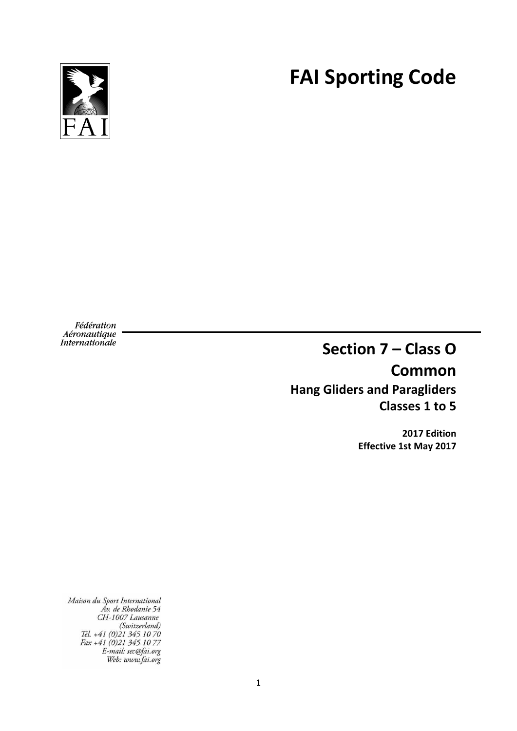# FAI Sporting Code

Fédération Aéronautique Internationale

## Section 7 – Class O

## Common

### Hang Gliders and Paragliders

### Classes 1 to 5

**2017 Edition**
**Effective 1st May 2017**

*Maison du Sport International*
*Av. de Rhodanie 54*
*CH-1007 Lausanne*
*(Switzerland)*
*Tél. +41 (0)21 345 10 70*
*Fax +41 (0)21 345 10 77*
*E-mail: sec@fai.org*
*Web: www.fai.org*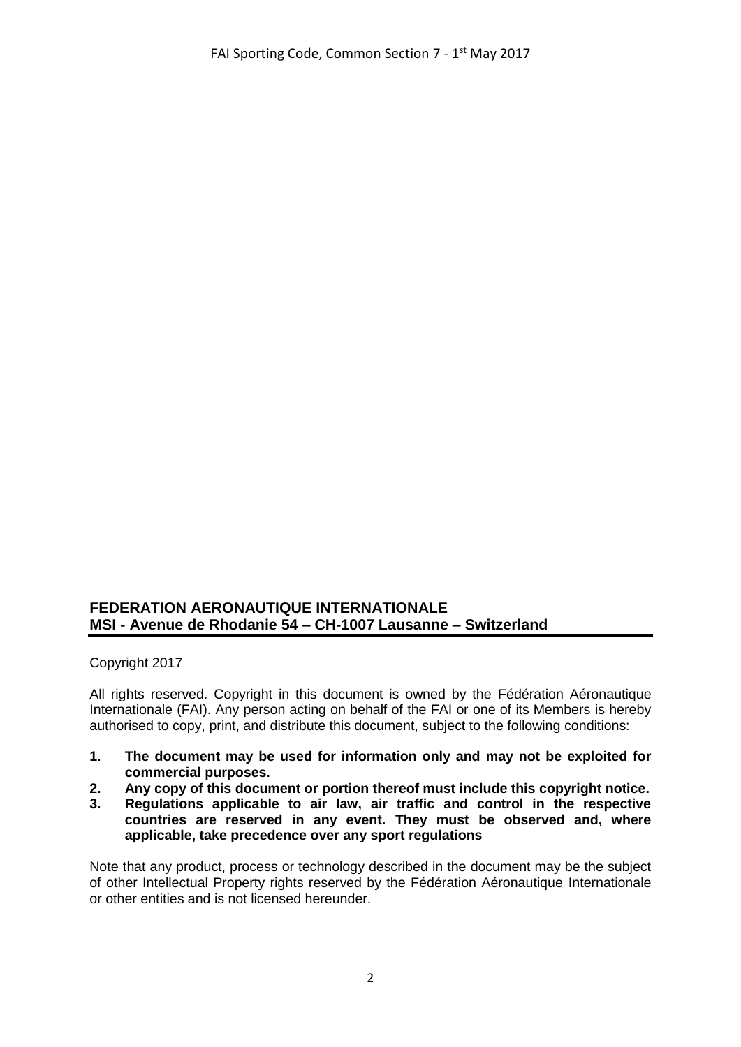**FEDERATION AERONAUTIQUE INTERNATIONALE**
**MSI - Avenue de Rhodanie 54 – CH-1007 Lausanne – Switzerland**

Copyright 2017

All rights reserved. Copyright in this document is owned by the Fédération Aéronautique Internationale (FAI). Any person acting on behalf of the FAI or one of its Members is hereby authorised to copy, print, and distribute this document, subject to the following conditions:

1. **The document may be used for information only and may not be exploited for commercial purposes.**
2. **Any copy of this document or portion thereof must include this copyright notice.**
3. **Regulations applicable to air law, air traffic and control in the respective countries are reserved in any event. They must be observed and, where applicable, take precedence over any sport regulations**

Note that any product, process or technology described in the document may be the subject of other Intellectual Property rights reserved by the Fédération Aéronautique Internationale or other entities and is not licensed hereunder.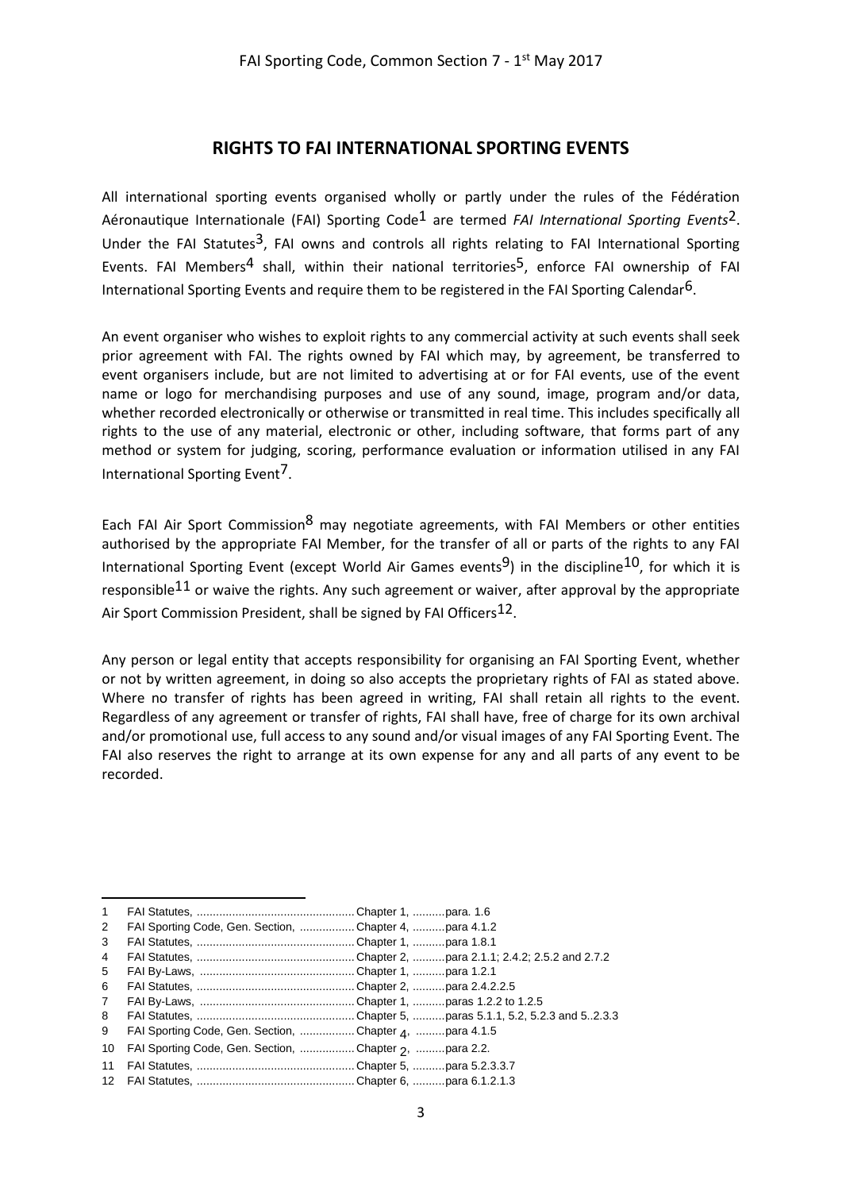# RIGHTS TO FAI INTERNATIONAL SPORTING EVENTS

All international sporting events organised wholly or partly under the rules of the Fédération Aéronautique Internationale (FAI) Sporting Code[1] are termed *FAI International Sporting Events*[2]. Under the FAI Statutes[3], FAI owns and controls all rights relating to FAI International Sporting Events. FAI Members[4] shall, within their national territories[5], enforce FAI ownership of FAI International Sporting Events and require them to be registered in the FAI Sporting Calendar[6].

An event organiser who wishes to exploit rights to any commercial activity at such events shall seek prior agreement with FAI. The rights owned by FAI which may, by agreement, be transferred to event organisers include, but are not limited to advertising at or for FAI events, use of the event name or logo for merchandising purposes and use of any sound, image, program and/or data, whether recorded electronically or otherwise or transmitted in real time. This includes specifically all rights to the use of any material, electronic or other, including software, that forms part of any method or system for judging, scoring, performance evaluation or information utilised in any FAI International Sporting Event[7].

Each FAI Air Sport Commission[8] may negotiate agreements, with FAI Members or other entities authorised by the appropriate FAI Member, for the transfer of all or parts of the rights to any FAI International Sporting Event (except World Air Games events[9]) in the discipline[10], for which it is responsible[11] or waive the rights. Any such agreement or waiver, after approval by the appropriate Air Sport Commission President, shall be signed by FAI Officers[12].

Any person or legal entity that accepts responsibility for organising an FAI Sporting Event, whether or not by written agreement, in doing so also accepts the proprietary rights of FAI as stated above. Where no transfer of rights has been agreed in writing, FAI shall retain all rights to the event. Regardless of any agreement or transfer of rights, FAI shall have, free of charge for its own archival and/or promotional use, full access to any sound and/or visual images of any FAI Sporting Event. The FAI also reserves the right to arrange at its own expense for any and all parts of any event to be recorded.

---

1 FAI Statutes, ................................................. Chapter 1, ..........para. 1.6
2 FAI Sporting Code, Gen. Section, ................. Chapter 4, ..........para 4.1.2
3 FAI Statutes, ................................................. Chapter 1, ..........para 1.8.1
4 FAI Statutes, ................................................. Chapter 2, ..........para 2.1.1; 2.4.2; 2.5.2 and 2.7.2
5 FAI By-Laws, ................................................ Chapter 1, ..........para 1.2.1
6 FAI Statutes, ................................................. Chapter 2, ..........para 2.4.2.2.5
7 FAI By-Laws, ................................................ Chapter 1, ..........paras 1.2.2 to 1.2.5
8 FAI Statutes, ................................................. Chapter 5, ..........paras 5.1.1, 5.2, 5.2.3 and 5..2.3.3
9 FAI Sporting Code, Gen. Section, ................. Chapter 4, .........para 4.1.5
10 FAI Sporting Code, Gen. Section, ................. Chapter 2, .........para 2.2.
11 FAI Statutes, ................................................. Chapter 5, ..........para 5.2.3.3.7
12 FAI Statutes, ................................................. Chapter 6, ..........para 6.1.2.1.3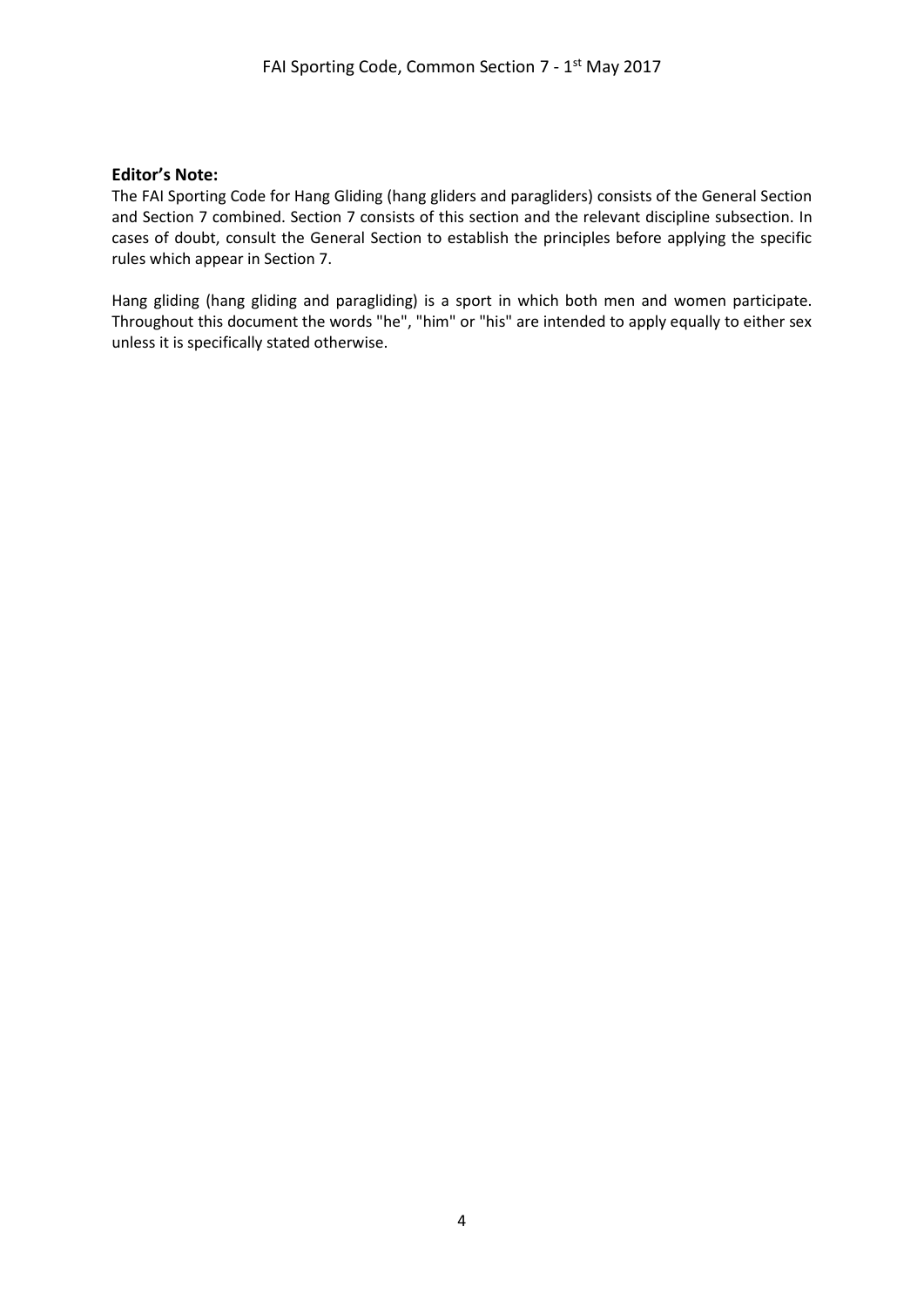**Editor's Note:**

The FAI Sporting Code for Hang Gliding (hang gliders and paragliders) consists of the General Section and Section 7 combined. Section 7 consists of this section and the relevant discipline subsection. In cases of doubt, consult the General Section to establish the principles before applying the specific rules which appear in Section 7.

Hang gliding (hang gliding and paragliding) is a sport in which both men and women participate. Throughout this document the words "he", "him" or "his" are intended to apply equally to either sex unless it is specifically stated otherwise.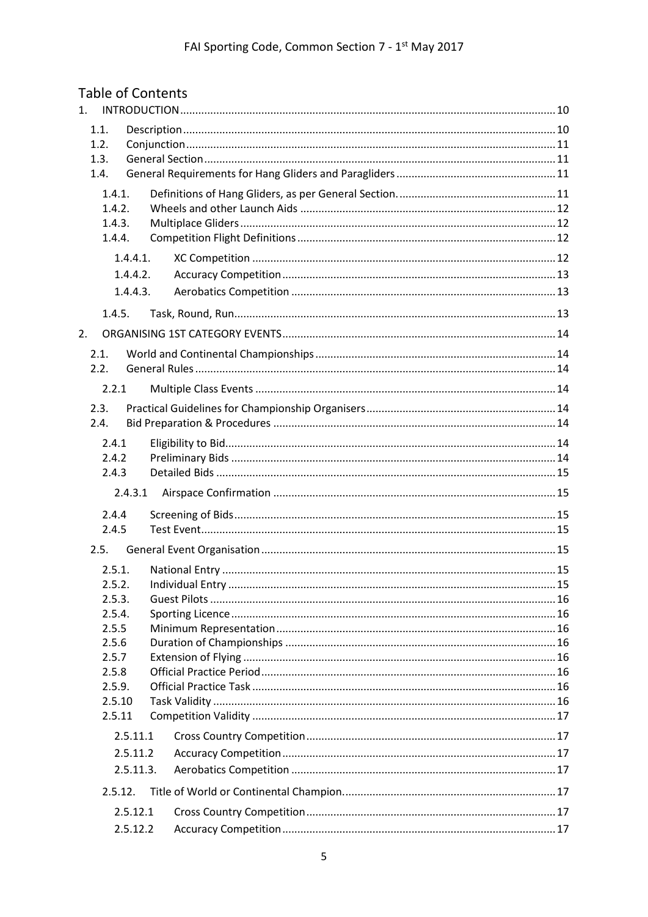## Table of Contents

1. INTRODUCTION ... 10
   - 1.1. Description ... 10
   - 1.2. Conjunction ... 11
   - 1.3. General Section ... 11
   - 1.4. General Requirements for Hang Gliders and Paragliders ... 11
     - 1.4.1. Definitions of Hang Gliders, as per General Section. ... 11
     - 1.4.2. Wheels and other Launch Aids ... 12
     - 1.4.3. Multiplace Gliders ... 12
     - 1.4.4. Competition Flight Definitions ... 12
       - 1.4.4.1. XC Competition ... 12
       - 1.4.4.2. Accuracy Competition ... 13
       - 1.4.4.3. Aerobatics Competition ... 13
     - 1.4.5. Task, Round, Run ... 13
2. ORGANISING 1ST CATEGORY EVENTS ... 14
   - 2.1. World and Continental Championships ... 14
   - 2.2. General Rules ... 14
     - 2.2.1 Multiple Class Events ... 14
   - 2.3. Practical Guidelines for Championship Organisers ... 14
   - 2.4. Bid Preparation & Procedures ... 14
     - 2.4.1 Eligibility to Bid ... 14
     - 2.4.2 Preliminary Bids ... 14
     - 2.4.3 Detailed Bids ... 15
       - 2.4.3.1 Airspace Confirmation ... 15
     - 2.4.4 Screening of Bids ... 15
     - 2.4.5 Test Event ... 15
   - 2.5. General Event Organisation ... 15
     - 2.5.1. National Entry ... 15
     - 2.5.2. Individual Entry ... 15
     - 2.5.3. Guest Pilots ... 16
     - 2.5.4. Sporting Licence ... 16
     - 2.5.5 Minimum Representation ... 16
     - 2.5.6 Duration of Championships ... 16
     - 2.5.7 Extension of Flying ... 16
     - 2.5.8 Official Practice Period ... 16
     - 2.5.9. Official Practice Task ... 16
     - 2.5.10 Task Validity ... 16
     - 2.5.11 Competition Validity ... 17
       - 2.5.11.1 Cross Country Competition ... 17
       - 2.5.11.2 Accuracy Competition ... 17
       - 2.5.11.3. Aerobatics Competition ... 17
     - 2.5.12. Title of World or Continental Champion. ... 17
       - 2.5.12.1 Cross Country Competition ... 17
       - 2.5.12.2 Accuracy Competition ... 17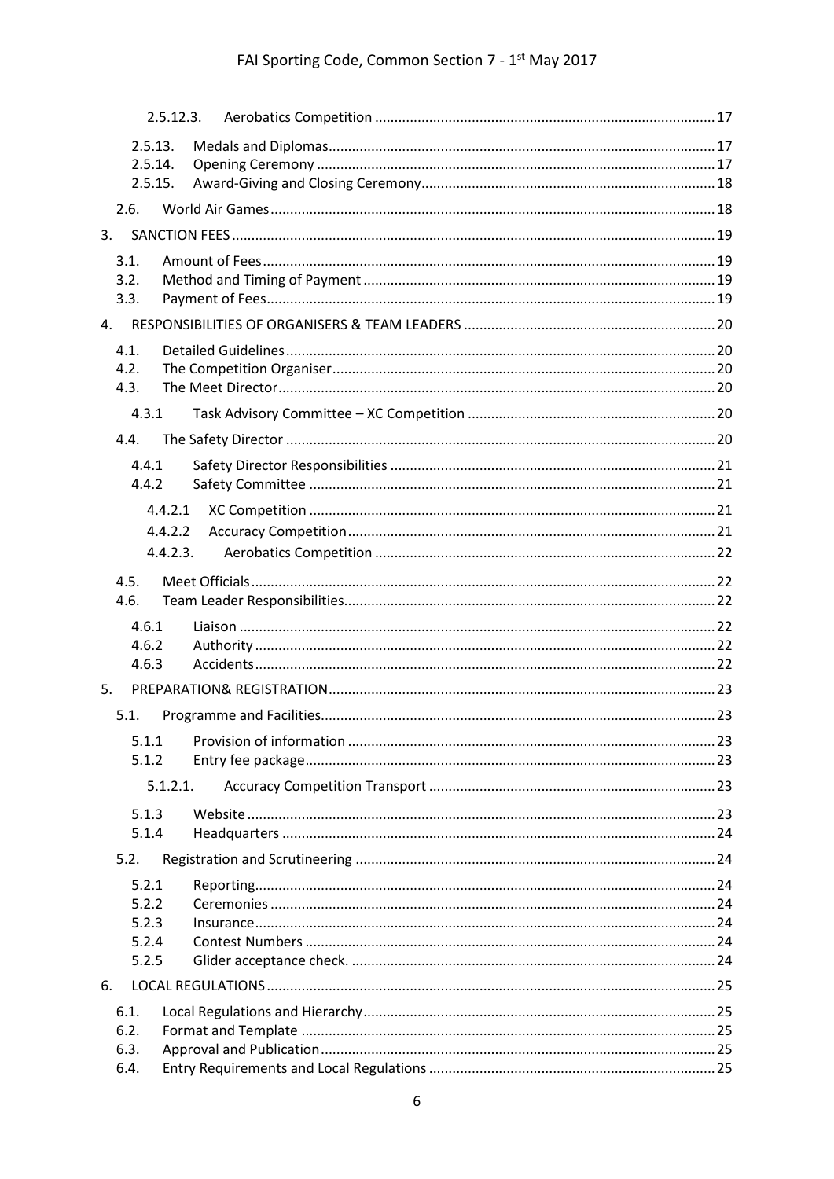2.5.12.3. Aerobatics Competition ....... 17

2.5.13. Medals and Diplomas ....... 17
2.5.14. Opening Ceremony ....... 17
2.5.15. Award-Giving and Closing Ceremony ....... 18

2.6. World Air Games ....... 18

3. SANCTION FEES ....... 19

3.1. Amount of Fees ....... 19
3.2. Method and Timing of Payment ....... 19
3.3. Payment of Fees ....... 19

4. RESPONSIBILITIES OF ORGANISERS & TEAM LEADERS ....... 20

4.1. Detailed Guidelines ....... 20
4.2. The Competition Organiser ....... 20
4.3. The Meet Director ....... 20

4.3.1 Task Advisory Committee – XC Competition ....... 20

4.4. The Safety Director ....... 20

4.4.1 Safety Director Responsibilities ....... 21
4.4.2 Safety Committee ....... 21

4.4.2.1 XC Competition ....... 21
4.4.2.2 Accuracy Competition ....... 21
4.4.2.3. Aerobatics Competition ....... 22

4.5. Meet Officials ....... 22
4.6. Team Leader Responsibilities ....... 22

4.6.1 Liaison ....... 22
4.6.2 Authority ....... 22
4.6.3 Accidents ....... 22

5. PREPARATION& REGISTRATION ....... 23

5.1. Programme and Facilities ....... 23

5.1.1 Provision of information ....... 23
5.1.2 Entry fee package ....... 23

5.1.2.1. Accuracy Competition Transport ....... 23

5.1.3 Website ....... 23
5.1.4 Headquarters ....... 24

5.2. Registration and Scrutineering ....... 24

5.2.1 Reporting ....... 24
5.2.2 Ceremonies ....... 24
5.2.3 Insurance ....... 24
5.2.4 Contest Numbers ....... 24
5.2.5 Glider acceptance check. ....... 24

6. LOCAL REGULATIONS ....... 25

6.1. Local Regulations and Hierarchy ....... 25
6.2. Format and Template ....... 25
6.3. Approval and Publication ....... 25
6.4. Entry Requirements and Local Regulations ....... 25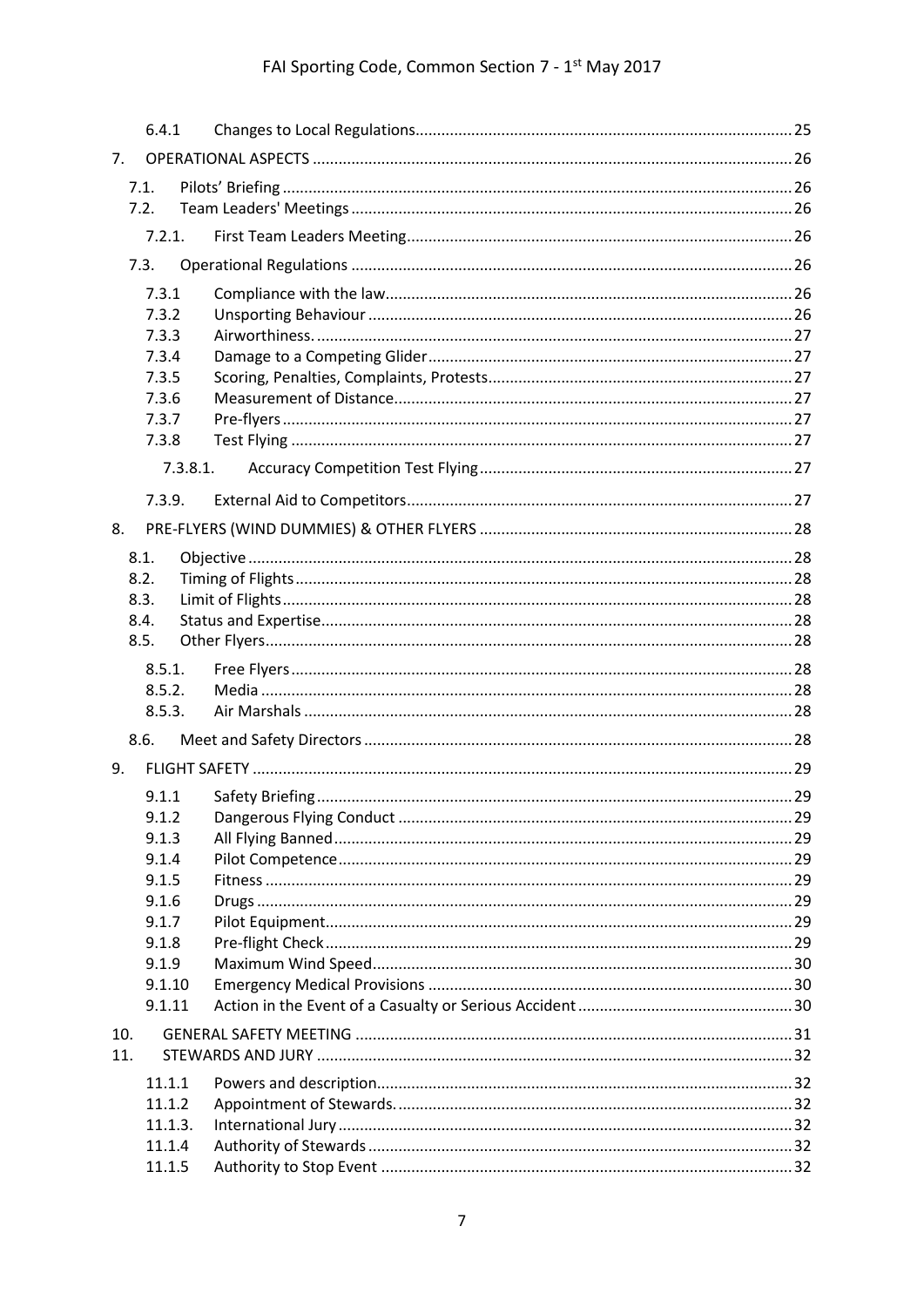6.4.1 Changes to Local Regulations ........ 25

7. OPERATIONAL ASPECTS ........ 26

7.1. Pilots' Briefing ........ 26

7.2. Team Leaders' Meetings ........ 26

7.2.1. First Team Leaders Meeting ........ 26

7.3. Operational Regulations ........ 26

7.3.1 Compliance with the law ........ 26

7.3.2 Unsporting Behaviour ........ 26

7.3.3 Airworthiness. ........ 27

7.3.4 Damage to a Competing Glider ........ 27

7.3.5 Scoring, Penalties, Complaints, Protests ........ 27

7.3.6 Measurement of Distance ........ 27

7.3.7 Pre-flyers ........ 27

7.3.8 Test Flying ........ 27

7.3.8.1. Accuracy Competition Test Flying ........ 27

7.3.9. External Aid to Competitors ........ 27

8. PRE-FLYERS (WIND DUMMIES) & OTHER FLYERS ........ 28

8.1. Objective ........ 28

8.2. Timing of Flights ........ 28

8.3. Limit of Flights ........ 28

8.4. Status and Expertise ........ 28

8.5. Other Flyers ........ 28

8.5.1. Free Flyers ........ 28

8.5.2. Media ........ 28

8.5.3. Air Marshals ........ 28

8.6. Meet and Safety Directors ........ 28

9. FLIGHT SAFETY ........ 29

9.1.1 Safety Briefing ........ 29

9.1.2 Dangerous Flying Conduct ........ 29

9.1.3 All Flying Banned ........ 29

9.1.4 Pilot Competence ........ 29

9.1.5 Fitness ........ 29

9.1.6 Drugs ........ 29

9.1.7 Pilot Equipment ........ 29

9.1.8 Pre-flight Check ........ 29

9.1.9 Maximum Wind Speed ........ 30

9.1.10 Emergency Medical Provisions ........ 30

9.1.11 Action in the Event of a Casualty or Serious Accident ........ 30

10. GENERAL SAFETY MEETING ........ 31

11. STEWARDS AND JURY ........ 32

11.1.1 Powers and description ........ 32

11.1.2 Appointment of Stewards. ........ 32

11.1.3. International Jury ........ 32

11.1.4 Authority of Stewards ........ 32

11.1.5 Authority to Stop Event ........ 32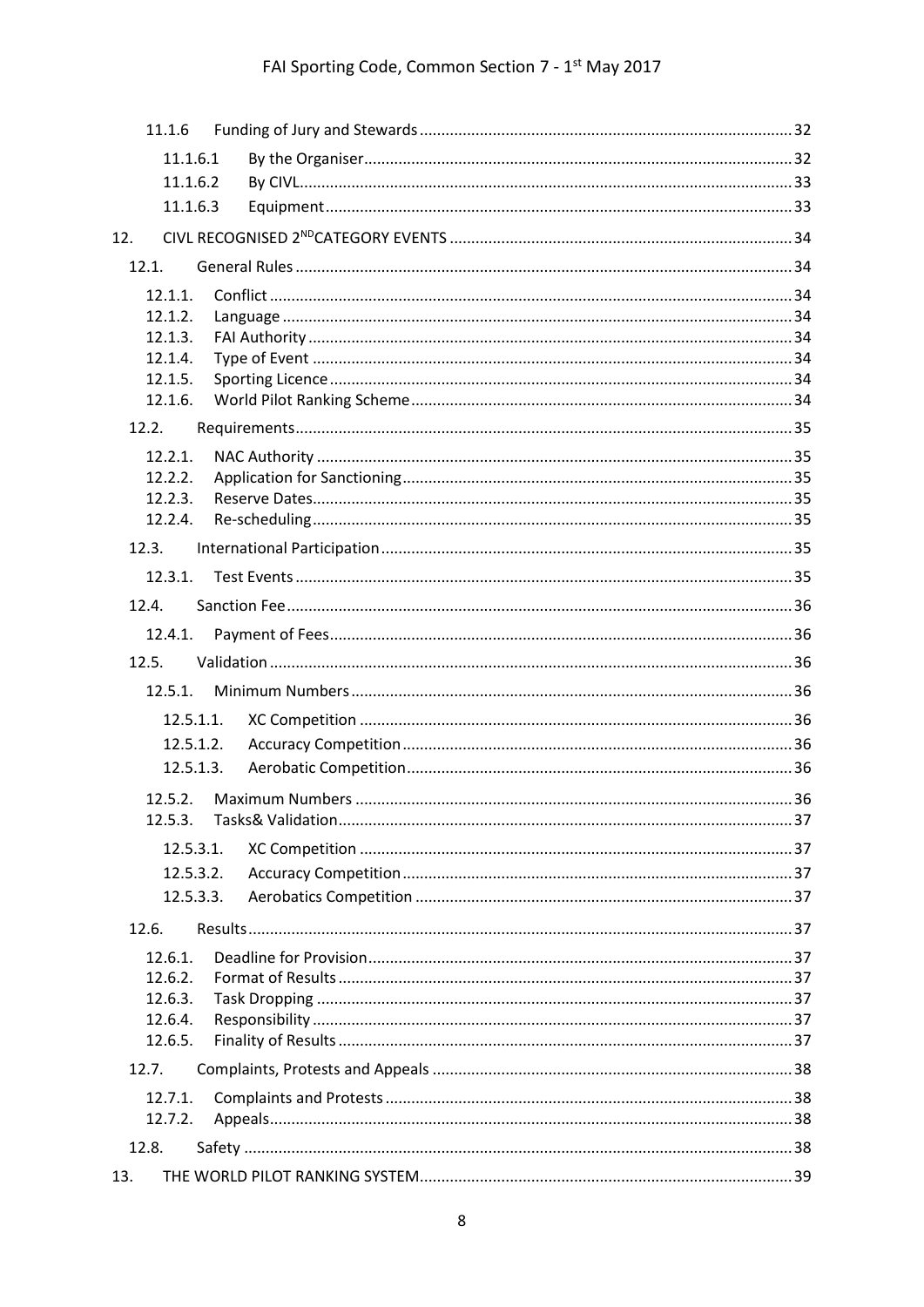11.1.6 Funding of Jury and Stewards ... 32

11.1.6.1 By the Organiser ... 32

11.1.6.2 By CIVL ... 33

11.1.6.3 Equipment ... 33

12. CIVL RECOGNISED 2[ND] CATEGORY EVENTS ... 34

12.1. General Rules ... 34

12.1.1. Conflict ... 34

12.1.2. Language ... 34

12.1.3. FAI Authority ... 34

12.1.4. Type of Event ... 34

12.1.5. Sporting Licence ... 34

12.1.6. World Pilot Ranking Scheme ... 34

12.2. Requirements ... 35

12.2.1. NAC Authority ... 35

12.2.2. Application for Sanctioning ... 35

12.2.3. Reserve Dates ... 35

12.2.4. Re-scheduling ... 35

12.3. International Participation ... 35

12.3.1. Test Events ... 35

12.4. Sanction Fee ... 36

12.4.1. Payment of Fees ... 36

12.5. Validation ... 36

12.5.1. Minimum Numbers ... 36

12.5.1.1. XC Competition ... 36

12.5.1.2. Accuracy Competition ... 36

12.5.1.3. Aerobatic Competition ... 36

12.5.2. Maximum Numbers ... 36

12.5.3. Tasks& Validation ... 37

12.5.3.1. XC Competition ... 37

12.5.3.2. Accuracy Competition ... 37

12.5.3.3. Aerobatics Competition ... 37

12.6. Results ... 37

12.6.1. Deadline for Provision ... 37

12.6.2. Format of Results ... 37

12.6.3. Task Dropping ... 37

12.6.4. Responsibility ... 37

12.6.5. Finality of Results ... 37

12.7. Complaints, Protests and Appeals ... 38

12.7.1. Complaints and Protests ... 38

12.7.2. Appeals ... 38

12.8. Safety ... 38

13. THE WORLD PILOT RANKING SYSTEM ... 39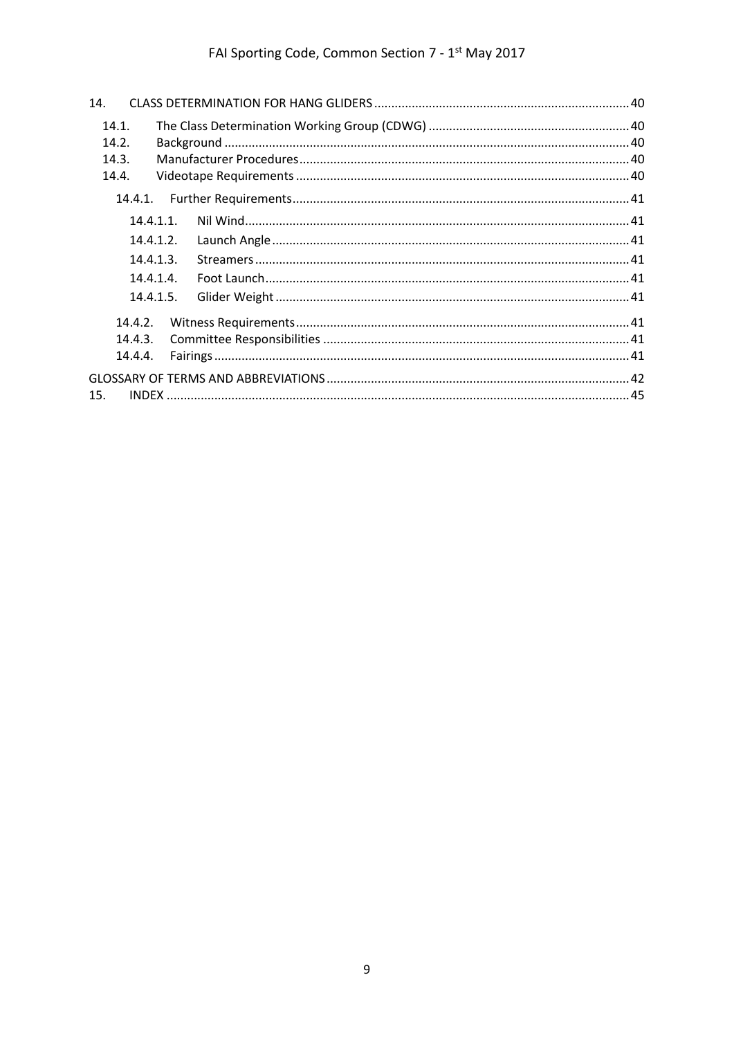14. CLASS DETERMINATION FOR HANG GLIDERS ........................................................................ 40

- 14.1. The Class Determination Working Group (CDWG) ........................................................ 40
- 14.2. Background ........................................................................................................ 40
- 14.3. Manufacturer Procedures .................................................................................... 40
- 14.4. Videotape Requirements ..................................................................................... 40
  - 14.4.1. Further Requirements ...................................................................................... 41
    - 14.4.1.1. Nil Wind ................................................................................................ 41
    - 14.4.1.2. Launch Angle ......................................................................................... 41
    - 14.4.1.3. Streamers .............................................................................................. 41
    - 14.4.1.4. Foot Launch ........................................................................................... 41
    - 14.4.1.5. Glider Weight ......................................................................................... 41
  - 14.4.2. Witness Requirements ..................................................................................... 41
  - 14.4.3. Committee Responsibilities .............................................................................. 41
  - 14.4.4. Fairings ........................................................................................................ 41

GLOSSARY OF TERMS AND ABBREVIATIONS ......................................................................... 42

15. INDEX ......................................................................................................................... 45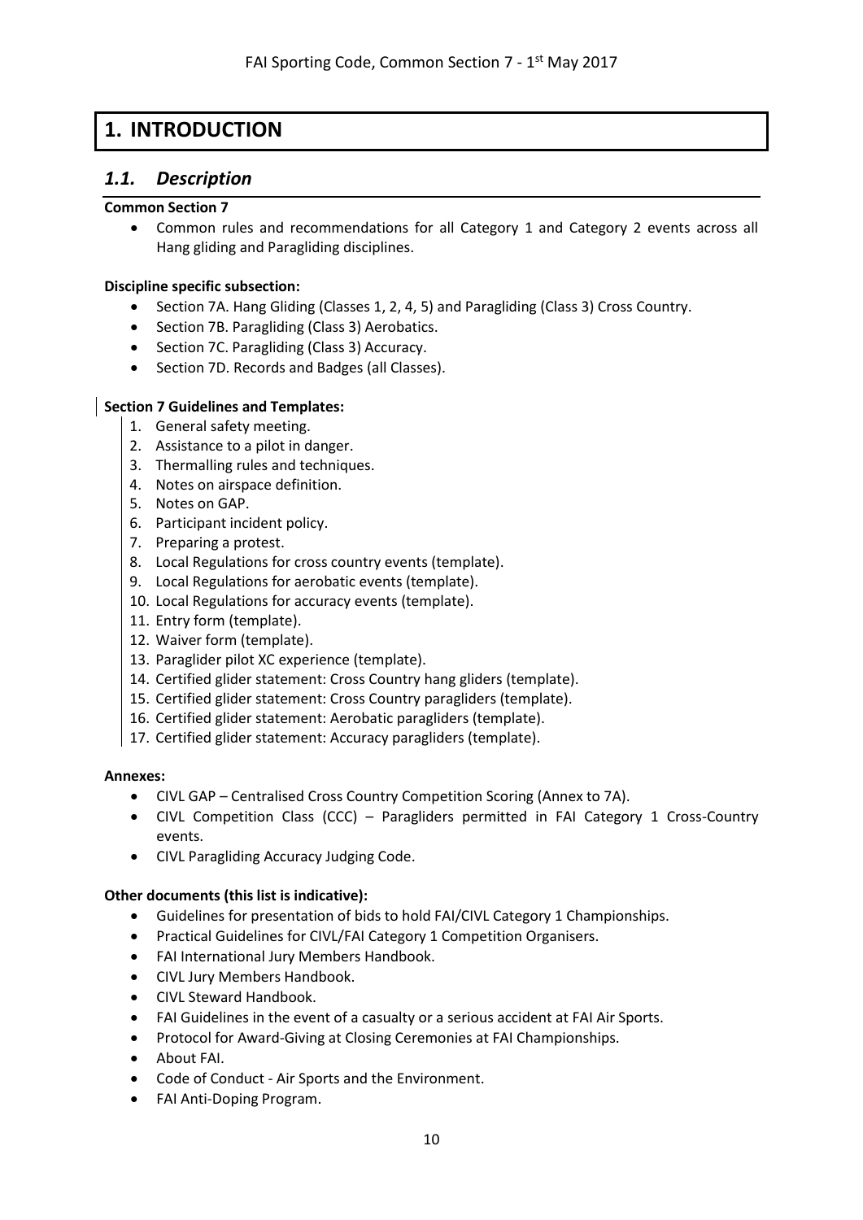# 1. INTRODUCTION

## *1.1. Description*

**Common Section 7**

- Common rules and recommendations for all Category 1 and Category 2 events across all Hang gliding and Paragliding disciplines.

**Discipline specific subsection:**

- Section 7A. Hang Gliding (Classes 1, 2, 4, 5) and Paragliding (Class 3) Cross Country.
- Section 7B. Paragliding (Class 3) Aerobatics.
- Section 7C. Paragliding (Class 3) Accuracy.
- Section 7D. Records and Badges (all Classes).

**Section 7 Guidelines and Templates:**

1. General safety meeting.
2. Assistance to a pilot in danger.
3. Thermalling rules and techniques.
4. Notes on airspace definition.
5. Notes on GAP.
6. Participant incident policy.
7. Preparing a protest.
8. Local Regulations for cross country events (template).
9. Local Regulations for aerobatic events (template).
10. Local Regulations for accuracy events (template).
11. Entry form (template).
12. Waiver form (template).
13. Paraglider pilot XC experience (template).
14. Certified glider statement: Cross Country hang gliders (template).
15. Certified glider statement: Cross Country paragliders (template).
16. Certified glider statement: Aerobatic paragliders (template).
17. Certified glider statement: Accuracy paragliders (template).

**Annexes:**

- CIVL GAP – Centralised Cross Country Competition Scoring (Annex to 7A).
- CIVL Competition Class (CCC) – Paragliders permitted in FAI Category 1 Cross-Country events.
- CIVL Paragliding Accuracy Judging Code.

**Other documents (this list is indicative):**

- Guidelines for presentation of bids to hold FAI/CIVL Category 1 Championships.
- Practical Guidelines for CIVL/FAI Category 1 Competition Organisers.
- FAI International Jury Members Handbook.
- CIVL Jury Members Handbook.
- CIVL Steward Handbook.
- FAI Guidelines in the event of a casualty or a serious accident at FAI Air Sports.
- Protocol for Award-Giving at Closing Ceremonies at FAI Championships.
- About FAI.
- Code of Conduct - Air Sports and the Environment.
- FAI Anti-Doping Program.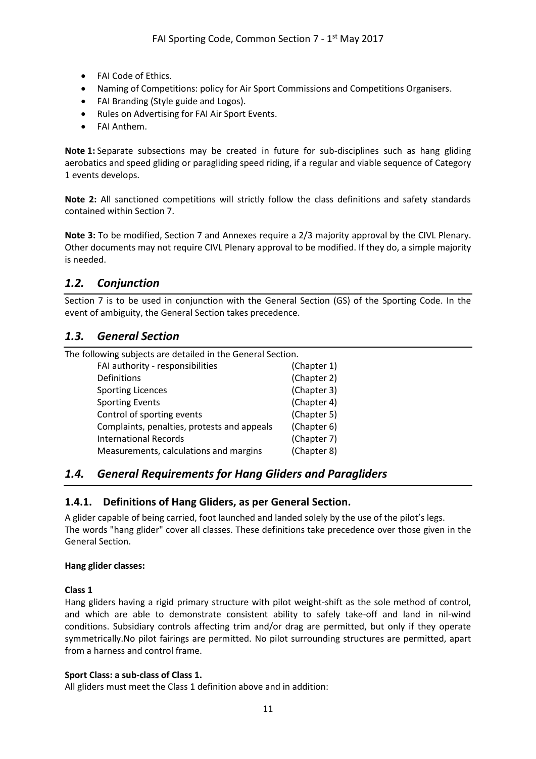- FAI Code of Ethics.
- Naming of Competitions: policy for Air Sport Commissions and Competitions Organisers.
- FAI Branding (Style guide and Logos).
- Rules on Advertising for FAI Air Sport Events.
- FAI Anthem.

**Note 1:** Separate subsections may be created in future for sub-disciplines such as hang gliding aerobatics and speed gliding or paragliding speed riding, if a regular and viable sequence of Category 1 events develops.

**Note 2:** All sanctioned competitions will strictly follow the class definitions and safety standards contained within Section 7.

**Note 3:** To be modified, Section 7 and Annexes require a 2/3 majority approval by the CIVL Plenary. Other documents may not require CIVL Plenary approval to be modified. If they do, a simple majority is needed.

## *1.2. Conjunction*

Section 7 is to be used in conjunction with the General Section (GS) of the Sporting Code. In the event of ambiguity, the General Section takes precedence.

## *1.3. General Section*

The following subjects are detailed in the General Section.

| | |
|---|---|
| FAI authority - responsibilities | (Chapter 1) |
| Definitions | (Chapter 2) |
| Sporting Licences | (Chapter 3) |
| Sporting Events | (Chapter 4) |
| Control of sporting events | (Chapter 5) |
| Complaints, penalties, protests and appeals | (Chapter 6) |
| International Records | (Chapter 7) |
| Measurements, calculations and margins | (Chapter 8) |

## *1.4. General Requirements for Hang Gliders and Paragliders*

### 1.4.1. Definitions of Hang Gliders, as per General Section.

A glider capable of being carried, foot launched and landed solely by the use of the pilot's legs.
The words "hang glider" cover all classes. These definitions take precedence over those given in the General Section.

**Hang glider classes:**

**Class 1**

Hang gliders having a rigid primary structure with pilot weight-shift as the sole method of control, and which are able to demonstrate consistent ability to safely take-off and land in nil-wind conditions. Subsidiary controls affecting trim and/or drag are permitted, but only if they operate symmetrically.No pilot fairings are permitted. No pilot surrounding structures are permitted, apart from a harness and control frame.

**Sport Class: a sub-class of Class 1.**

All gliders must meet the Class 1 definition above and in addition: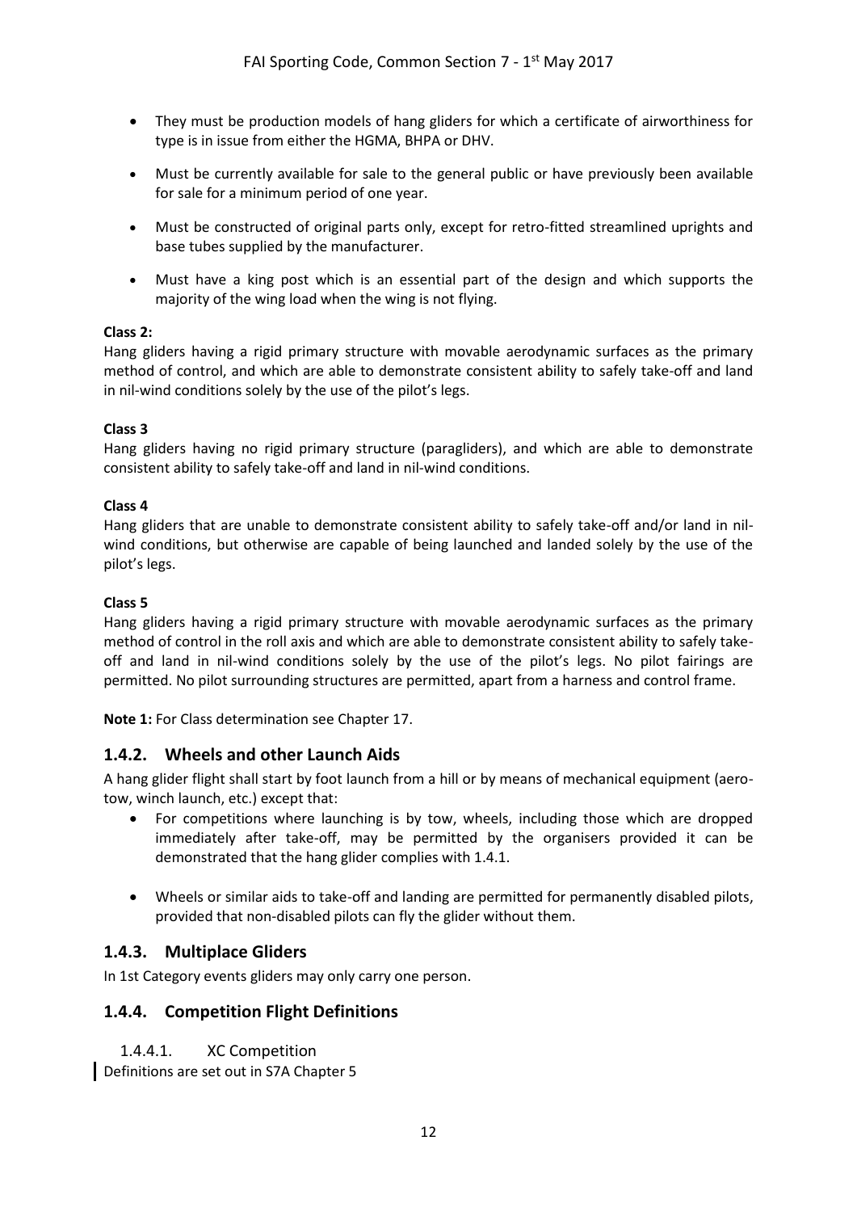- They must be production models of hang gliders for which a certificate of airworthiness for type is in issue from either the HGMA, BHPA or DHV.
- Must be currently available for sale to the general public or have previously been available for sale for a minimum period of one year.
- Must be constructed of original parts only, except for retro-fitted streamlined uprights and base tubes supplied by the manufacturer.
- Must have a king post which is an essential part of the design and which supports the majority of the wing load when the wing is not flying.

**Class 2:**
Hang gliders having a rigid primary structure with movable aerodynamic surfaces as the primary method of control, and which are able to demonstrate consistent ability to safely take-off and land in nil-wind conditions solely by the use of the pilot's legs.

**Class 3**
Hang gliders having no rigid primary structure (paragliders), and which are able to demonstrate consistent ability to safely take-off and land in nil-wind conditions.

**Class 4**
Hang gliders that are unable to demonstrate consistent ability to safely take-off and/or land in nil-wind conditions, but otherwise are capable of being launched and landed solely by the use of the pilot's legs.

**Class 5**
Hang gliders having a rigid primary structure with movable aerodynamic surfaces as the primary method of control in the roll axis and which are able to demonstrate consistent ability to safely take-off and land in nil-wind conditions solely by the use of the pilot's legs. No pilot fairings are permitted. No pilot surrounding structures are permitted, apart from a harness and control frame.

**Note 1:** For Class determination see Chapter 17.

## 1.4.2. Wheels and other Launch Aids

A hang glider flight shall start by foot launch from a hill or by means of mechanical equipment (aero-tow, winch launch, etc.) except that:

- For competitions where launching is by tow, wheels, including those which are dropped immediately after take-off, may be permitted by the organisers provided it can be demonstrated that the hang glider complies with 1.4.1.
- Wheels or similar aids to take-off and landing are permitted for permanently disabled pilots, provided that non-disabled pilots can fly the glider without them.

## 1.4.3. Multiplace Gliders

In 1st Category events gliders may only carry one person.

## 1.4.4. Competition Flight Definitions

### 1.4.4.1. XC Competition

Definitions are set out in S7A Chapter 5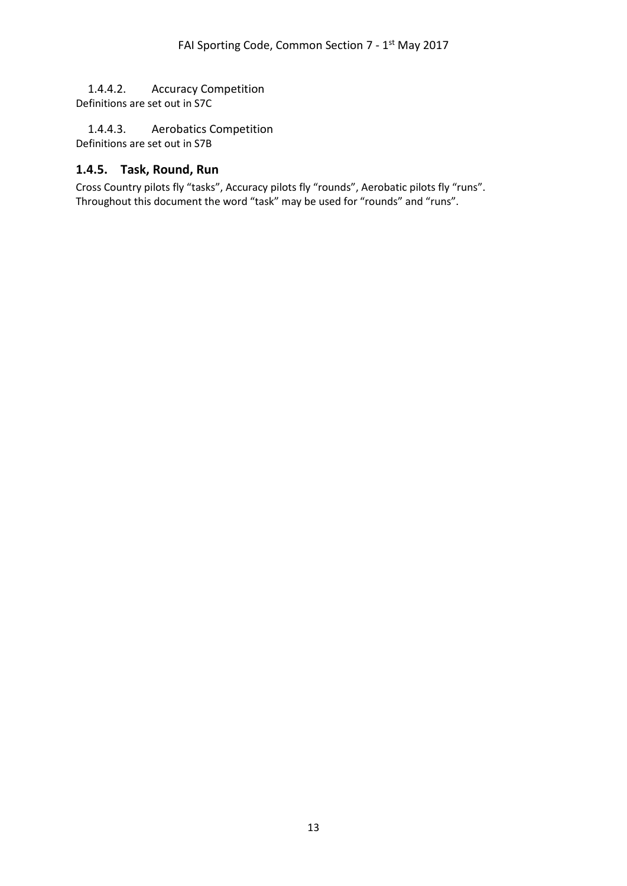#### 1.4.4.2. Accuracy Competition

Definitions are set out in S7C

#### 1.4.4.3. Aerobatics Competition

Definitions are set out in S7B

### 1.4.5. Task, Round, Run

Cross Country pilots fly “tasks”, Accuracy pilots fly “rounds”, Aerobatic pilots fly “runs”. Throughout this document the word “task” may be used for “rounds” and “runs”.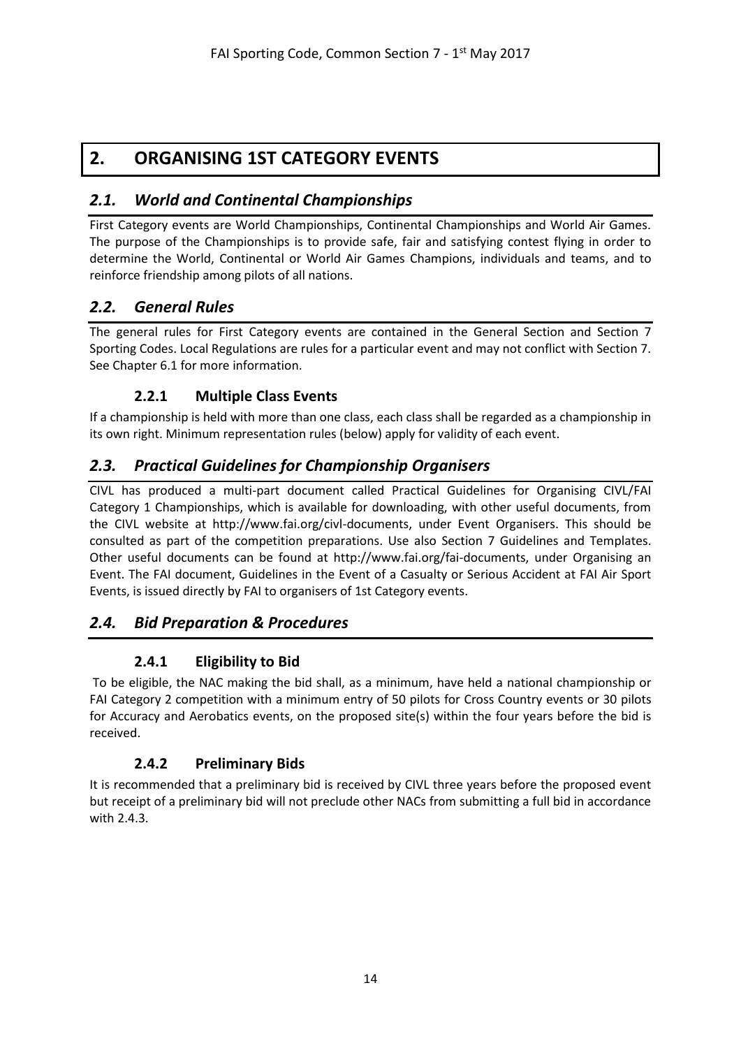# 2. ORGANISING 1ST CATEGORY EVENTS

## *2.1. World and Continental Championships*

First Category events are World Championships, Continental Championships and World Air Games. The purpose of the Championships is to provide safe, fair and satisfying contest flying in order to determine the World, Continental or World Air Games Champions, individuals and teams, and to reinforce friendship among pilots of all nations.

## *2.2. General Rules*

The general rules for First Category events are contained in the General Section and Section 7 Sporting Codes. Local Regulations are rules for a particular event and may not conflict with Section 7. See Chapter 6.1 for more information.

### 2.2.1 Multiple Class Events

If a championship is held with more than one class, each class shall be regarded as a championship in its own right. Minimum representation rules (below) apply for validity of each event.

## *2.3. Practical Guidelines for Championship Organisers*

CIVL has produced a multi-part document called Practical Guidelines for Organising CIVL/FAI Category 1 Championships, which is available for downloading, with other useful documents, from the CIVL website at http://www.fai.org/civl-documents, under Event Organisers. This should be consulted as part of the competition preparations. Use also Section 7 Guidelines and Templates. Other useful documents can be found at http://www.fai.org/fai-documents, under Organising an Event. The FAI document, Guidelines in the Event of a Casualty or Serious Accident at FAI Air Sport Events, is issued directly by FAI to organisers of 1st Category events.

## *2.4. Bid Preparation & Procedures*

### 2.4.1 Eligibility to Bid

To be eligible, the NAC making the bid shall, as a minimum, have held a national championship or FAI Category 2 competition with a minimum entry of 50 pilots for Cross Country events or 30 pilots for Accuracy and Aerobatics events, on the proposed site(s) within the four years before the bid is received.

### 2.4.2 Preliminary Bids

It is recommended that a preliminary bid is received by CIVL three years before the proposed event but receipt of a preliminary bid will not preclude other NACs from submitting a full bid in accordance with 2.4.3.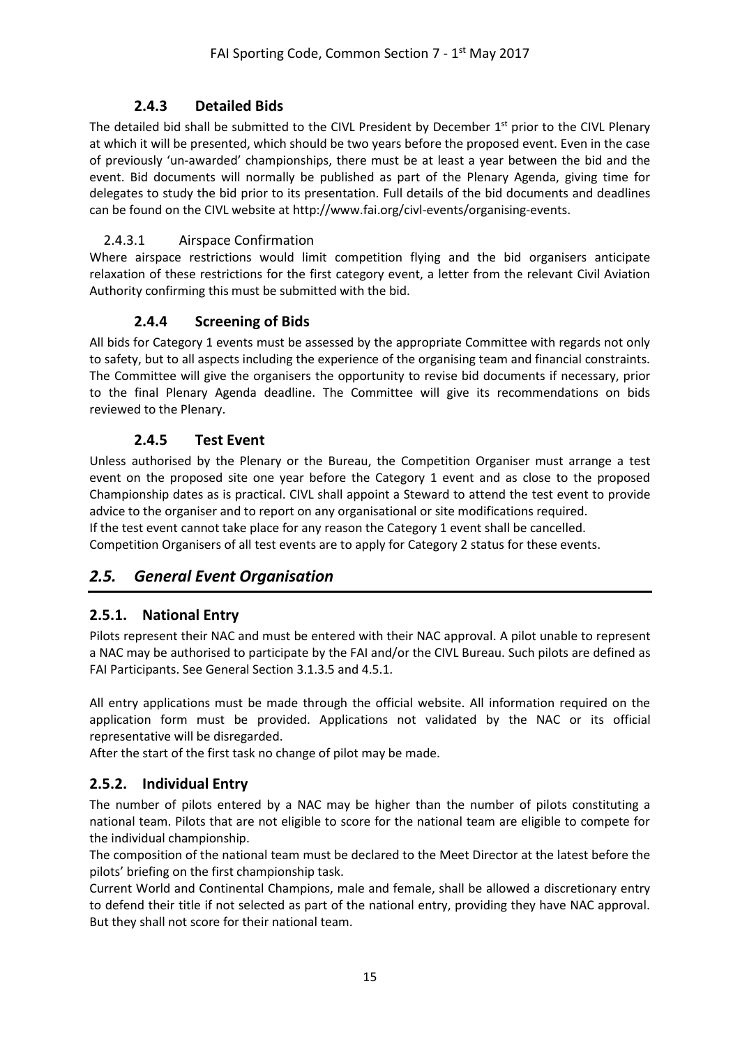### 2.4.3 Detailed Bids

The detailed bid shall be submitted to the CIVL President by December 1st prior to the CIVL Plenary at which it will be presented, which should be two years before the proposed event. Even in the case of previously 'un-awarded' championships, there must be at least a year between the bid and the event. Bid documents will normally be published as part of the Plenary Agenda, giving time for delegates to study the bid prior to its presentation. Full details of the bid documents and deadlines can be found on the CIVL website at http://www.fai.org/civl-events/organising-events.

#### 2.4.3.1 Airspace Confirmation

Where airspace restrictions would limit competition flying and the bid organisers anticipate relaxation of these restrictions for the first category event, a letter from the relevant Civil Aviation Authority confirming this must be submitted with the bid.

### 2.4.4 Screening of Bids

All bids for Category 1 events must be assessed by the appropriate Committee with regards not only to safety, but to all aspects including the experience of the organising team and financial constraints. The Committee will give the organisers the opportunity to revise bid documents if necessary, prior to the final Plenary Agenda deadline. The Committee will give its recommendations on bids reviewed to the Plenary.

### 2.4.5 Test Event

Unless authorised by the Plenary or the Bureau, the Competition Organiser must arrange a test event on the proposed site one year before the Category 1 event and as close to the proposed Championship dates as is practical. CIVL shall appoint a Steward to attend the test event to provide advice to the organiser and to report on any organisational or site modifications required.
If the test event cannot take place for any reason the Category 1 event shall be cancelled.
Competition Organisers of all test events are to apply for Category 2 status for these events.

## *2.5. General Event Organisation*

### 2.5.1. National Entry

Pilots represent their NAC and must be entered with their NAC approval. A pilot unable to represent a NAC may be authorised to participate by the FAI and/or the CIVL Bureau. Such pilots are defined as FAI Participants. See General Section 3.1.3.5 and 4.5.1.

All entry applications must be made through the official website. All information required on the application form must be provided. Applications not validated by the NAC or its official representative will be disregarded.
After the start of the first task no change of pilot may be made.

### 2.5.2. Individual Entry

The number of pilots entered by a NAC may be higher than the number of pilots constituting a national team. Pilots that are not eligible to score for the national team are eligible to compete for the individual championship.
The composition of the national team must be declared to the Meet Director at the latest before the pilots' briefing on the first championship task.
Current World and Continental Champions, male and female, shall be allowed a discretionary entry to defend their title if not selected as part of the national entry, providing they have NAC approval. But they shall not score for their national team.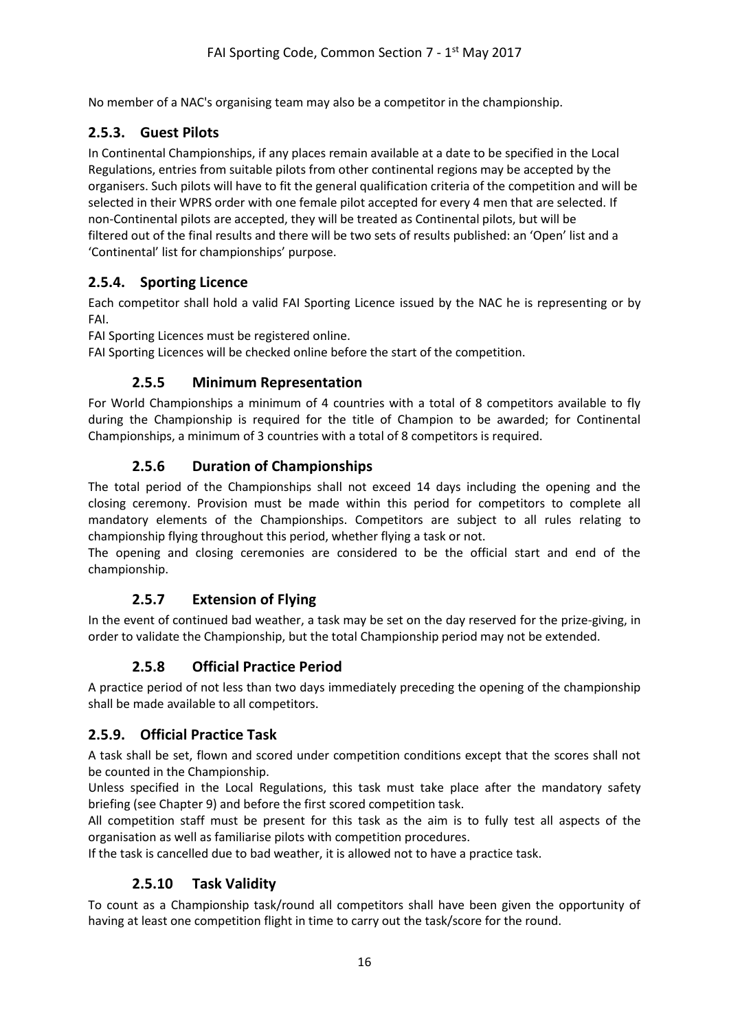No member of a NAC's organising team may also be a competitor in the championship.

### 2.5.3. Guest Pilots

In Continental Championships, if any places remain available at a date to be specified in the Local Regulations, entries from suitable pilots from other continental regions may be accepted by the organisers. Such pilots will have to fit the general qualification criteria of the competition and will be selected in their WPRS order with one female pilot accepted for every 4 men that are selected. If non-Continental pilots are accepted, they will be treated as Continental pilots, but will be filtered out of the final results and there will be two sets of results published: an 'Open' list and a 'Continental' list for championships' purpose.

### 2.5.4. Sporting Licence

Each competitor shall hold a valid FAI Sporting Licence issued by the NAC he is representing or by FAI.

FAI Sporting Licences must be registered online.

FAI Sporting Licences will be checked online before the start of the competition.

### 2.5.5 Minimum Representation

For World Championships a minimum of 4 countries with a total of 8 competitors available to fly during the Championship is required for the title of Champion to be awarded; for Continental Championships, a minimum of 3 countries with a total of 8 competitors is required.

### 2.5.6 Duration of Championships

The total period of the Championships shall not exceed 14 days including the opening and the closing ceremony. Provision must be made within this period for competitors to complete all mandatory elements of the Championships. Competitors are subject to all rules relating to championship flying throughout this period, whether flying a task or not.

The opening and closing ceremonies are considered to be the official start and end of the championship.

### 2.5.7 Extension of Flying

In the event of continued bad weather, a task may be set on the day reserved for the prize-giving, in order to validate the Championship, but the total Championship period may not be extended.

### 2.5.8 Official Practice Period

A practice period of not less than two days immediately preceding the opening of the championship shall be made available to all competitors.

### 2.5.9. Official Practice Task

A task shall be set, flown and scored under competition conditions except that the scores shall not be counted in the Championship.

Unless specified in the Local Regulations, this task must take place after the mandatory safety briefing (see Chapter 9) and before the first scored competition task.

All competition staff must be present for this task as the aim is to fully test all aspects of the organisation as well as familiarise pilots with competition procedures.

If the task is cancelled due to bad weather, it is allowed not to have a practice task.

### 2.5.10 Task Validity

To count as a Championship task/round all competitors shall have been given the opportunity of having at least one competition flight in time to carry out the task/score for the round.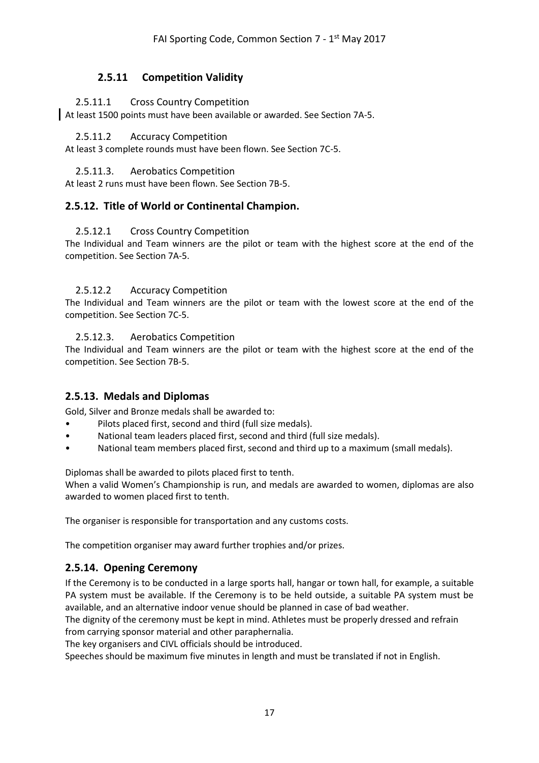### 2.5.11 Competition Validity

#### 2.5.11.1 Cross Country Competition

At least 1500 points must have been available or awarded. See Section 7A-5.

#### 2.5.11.2 Accuracy Competition

At least 3 complete rounds must have been flown. See Section 7C-5.

#### 2.5.11.3. Aerobatics Competition

At least 2 runs must have been flown. See Section 7B-5.

### 2.5.12. Title of World or Continental Champion.

#### 2.5.12.1 Cross Country Competition

The Individual and Team winners are the pilot or team with the highest score at the end of the competition. See Section 7A-5.

#### 2.5.12.2 Accuracy Competition

The Individual and Team winners are the pilot or team with the lowest score at the end of the competition. See Section 7C-5.

#### 2.5.12.3. Aerobatics Competition

The Individual and Team winners are the pilot or team with the highest score at the end of the competition. See Section 7B-5.

### 2.5.13. Medals and Diplomas

Gold, Silver and Bronze medals shall be awarded to:

- Pilots placed first, second and third (full size medals).
- National team leaders placed first, second and third (full size medals).
- National team members placed first, second and third up to a maximum (small medals).

Diplomas shall be awarded to pilots placed first to tenth.
When a valid Women's Championship is run, and medals are awarded to women, diplomas are also awarded to women placed first to tenth.

The organiser is responsible for transportation and any customs costs.

The competition organiser may award further trophies and/or prizes.

### 2.5.14. Opening Ceremony

If the Ceremony is to be conducted in a large sports hall, hangar or town hall, for example, a suitable PA system must be available. If the Ceremony is to be held outside, a suitable PA system must be available, and an alternative indoor venue should be planned in case of bad weather.
The dignity of the ceremony must be kept in mind. Athletes must be properly dressed and refrain from carrying sponsor material and other paraphernalia.
The key organisers and CIVL officials should be introduced.
Speeches should be maximum five minutes in length and must be translated if not in English.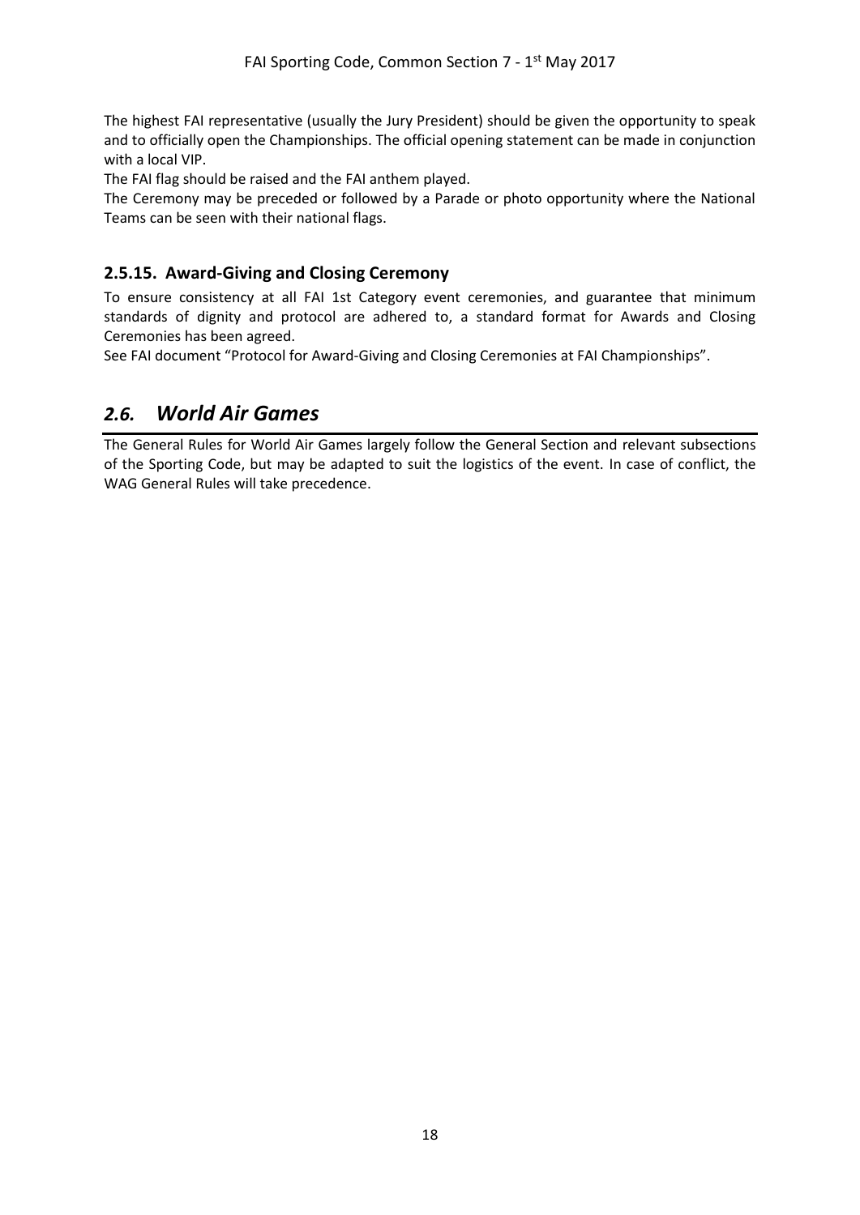The highest FAI representative (usually the Jury President) should be given the opportunity to speak and to officially open the Championships. The official opening statement can be made in conjunction with a local VIP.

The FAI flag should be raised and the FAI anthem played.

The Ceremony may be preceded or followed by a Parade or photo opportunity where the National Teams can be seen with their national flags.

### 2.5.15. Award-Giving and Closing Ceremony

To ensure consistency at all FAI 1st Category event ceremonies, and guarantee that minimum standards of dignity and protocol are adhered to, a standard format for Awards and Closing Ceremonies has been agreed.

See FAI document "Protocol for Award-Giving and Closing Ceremonies at FAI Championships".

## *2.6. World Air Games*

The General Rules for World Air Games largely follow the General Section and relevant subsections of the Sporting Code, but may be adapted to suit the logistics of the event. In case of conflict, the WAG General Rules will take precedence.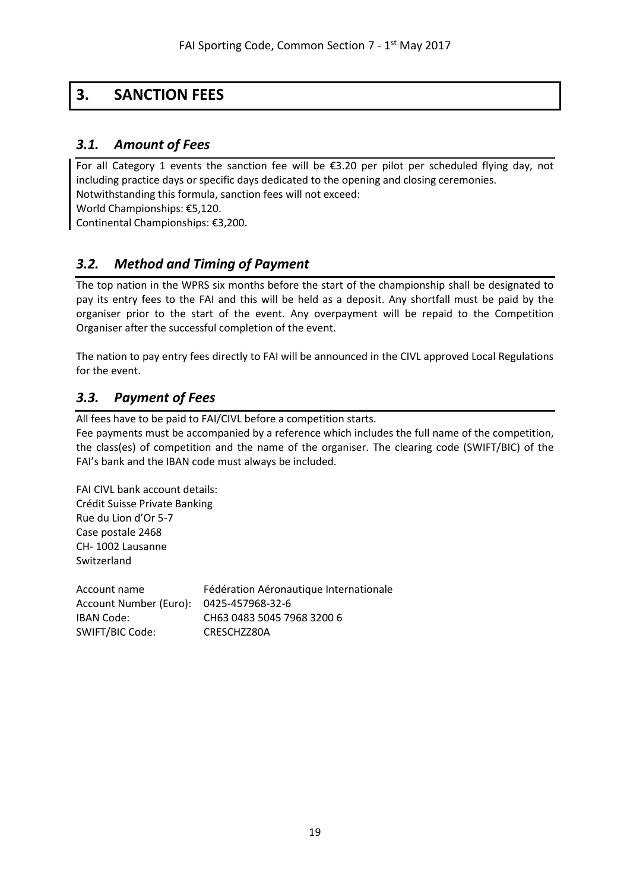# 3. SANCTION FEES

## *3.1. Amount of Fees*

For all Category 1 events the sanction fee will be €3.20 per pilot per scheduled flying day, not including practice days or specific days dedicated to the opening and closing ceremonies.
Notwithstanding this formula, sanction fees will not exceed:
World Championships: €5,120.
Continental Championships: €3,200.

## *3.2. Method and Timing of Payment*

The top nation in the WPRS six months before the start of the championship shall be designated to pay its entry fees to the FAI and this will be held as a deposit. Any shortfall must be paid by the organiser prior to the start of the event. Any overpayment will be repaid to the Competition Organiser after the successful completion of the event.

The nation to pay entry fees directly to FAI will be announced in the CIVL approved Local Regulations for the event.

## *3.3. Payment of Fees*

All fees have to be paid to FAI/CIVL before a competition starts.
Fee payments must be accompanied by a reference which includes the full name of the competition, the class(es) of competition and the name of the organiser. The clearing code (SWIFT/BIC) of the FAI's bank and the IBAN code must always be included.

FAI CIVL bank account details:
Crédit Suisse Private Banking
Rue du Lion d'Or 5-7
Case postale 2468
CH- 1002 Lausanne
Switzerland

| | |
|---|---|
| Account name | Fédération Aéronautique Internationale |
| Account Number (Euro): | 0425-457968-32-6 |
| IBAN Code: | CH63 0483 5045 7968 3200 6 |
| SWIFT/BIC Code: | CRESCHZZ80A |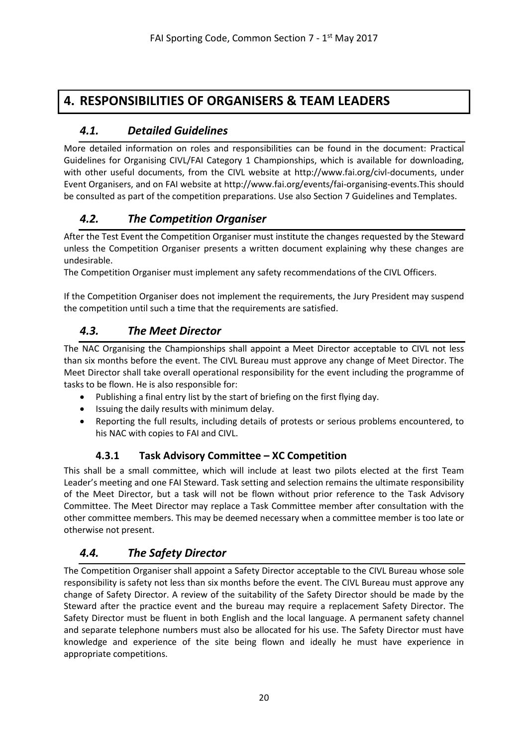# 4. RESPONSIBILITIES OF ORGANISERS & TEAM LEADERS

## 4.1. Detailed Guidelines

More detailed information on roles and responsibilities can be found in the document: Practical Guidelines for Organising CIVL/FAI Category 1 Championships, which is available for downloading, with other useful documents, from the CIVL website at http://www.fai.org/civl-documents, under Event Organisers, and on FAI website at http://www.fai.org/events/fai-organising-events.This should be consulted as part of the competition preparations. Use also Section 7 Guidelines and Templates.

## 4.2. The Competition Organiser

After the Test Event the Competition Organiser must institute the changes requested by the Steward unless the Competition Organiser presents a written document explaining why these changes are undesirable.

The Competition Organiser must implement any safety recommendations of the CIVL Officers.

If the Competition Organiser does not implement the requirements, the Jury President may suspend the competition until such a time that the requirements are satisfied.

## 4.3. The Meet Director

The NAC Organising the Championships shall appoint a Meet Director acceptable to CIVL not less than six months before the event. The CIVL Bureau must approve any change of Meet Director. The Meet Director shall take overall operational responsibility for the event including the programme of tasks to be flown. He is also responsible for:

- Publishing a final entry list by the start of briefing on the first flying day.
- Issuing the daily results with minimum delay.
- Reporting the full results, including details of protests or serious problems encountered, to his NAC with copies to FAI and CIVL.

### 4.3.1 Task Advisory Committee – XC Competition

This shall be a small committee, which will include at least two pilots elected at the first Team Leader's meeting and one FAI Steward. Task setting and selection remains the ultimate responsibility of the Meet Director, but a task will not be flown without prior reference to the Task Advisory Committee. The Meet Director may replace a Task Committee member after consultation with the other committee members. This may be deemed necessary when a committee member is too late or otherwise not present.

## 4.4. The Safety Director

The Competition Organiser shall appoint a Safety Director acceptable to the CIVL Bureau whose sole responsibility is safety not less than six months before the event. The CIVL Bureau must approve any change of Safety Director. A review of the suitability of the Safety Director should be made by the Steward after the practice event and the bureau may require a replacement Safety Director. The Safety Director must be fluent in both English and the local language. A permanent safety channel and separate telephone numbers must also be allocated for his use. The Safety Director must have knowledge and experience of the site being flown and ideally he must have experience in appropriate competitions.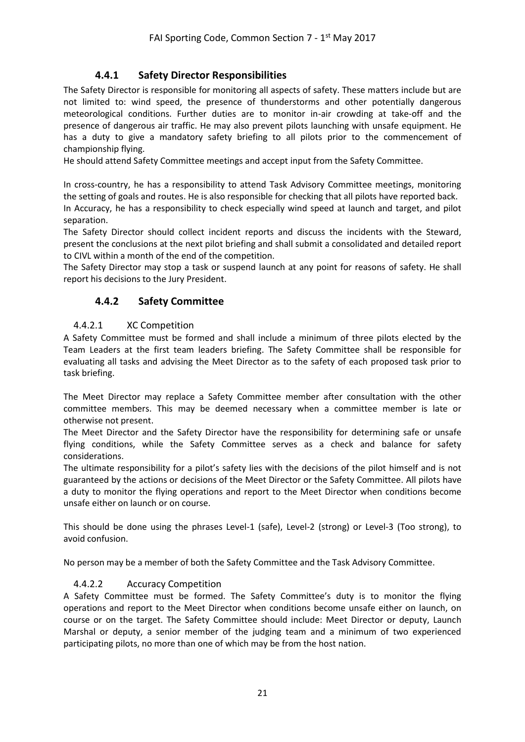### 4.4.1 Safety Director Responsibilities

The Safety Director is responsible for monitoring all aspects of safety. These matters include but are not limited to: wind speed, the presence of thunderstorms and other potentially dangerous meteorological conditions. Further duties are to monitor in-air crowding at take-off and the presence of dangerous air traffic. He may also prevent pilots launching with unsafe equipment. He has a duty to give a mandatory safety briefing to all pilots prior to the commencement of championship flying.
He should attend Safety Committee meetings and accept input from the Safety Committee.

In cross-country, he has a responsibility to attend Task Advisory Committee meetings, monitoring the setting of goals and routes. He is also responsible for checking that all pilots have reported back.
In Accuracy, he has a responsibility to check especially wind speed at launch and target, and pilot separation.
The Safety Director should collect incident reports and discuss the incidents with the Steward, present the conclusions at the next pilot briefing and shall submit a consolidated and detailed report to CIVL within a month of the end of the competition.
The Safety Director may stop a task or suspend launch at any point for reasons of safety. He shall report his decisions to the Jury President.

### 4.4.2 Safety Committee

#### 4.4.2.1 XC Competition

A Safety Committee must be formed and shall include a minimum of three pilots elected by the Team Leaders at the first team leaders briefing. The Safety Committee shall be responsible for evaluating all tasks and advising the Meet Director as to the safety of each proposed task prior to task briefing.

The Meet Director may replace a Safety Committee member after consultation with the other committee members. This may be deemed necessary when a committee member is late or otherwise not present.
The Meet Director and the Safety Director have the responsibility for determining safe or unsafe flying conditions, while the Safety Committee serves as a check and balance for safety considerations.
The ultimate responsibility for a pilot's safety lies with the decisions of the pilot himself and is not guaranteed by the actions or decisions of the Meet Director or the Safety Committee. All pilots have a duty to monitor the flying operations and report to the Meet Director when conditions become unsafe either on launch or on course.

This should be done using the phrases Level-1 (safe), Level-2 (strong) or Level-3 (Too strong), to avoid confusion.

No person may be a member of both the Safety Committee and the Task Advisory Committee.

#### 4.4.2.2 Accuracy Competition

A Safety Committee must be formed. The Safety Committee's duty is to monitor the flying operations and report to the Meet Director when conditions become unsafe either on launch, on course or on the target. The Safety Committee should include: Meet Director or deputy, Launch Marshal or deputy, a senior member of the judging team and a minimum of two experienced participating pilots, no more than one of which may be from the host nation.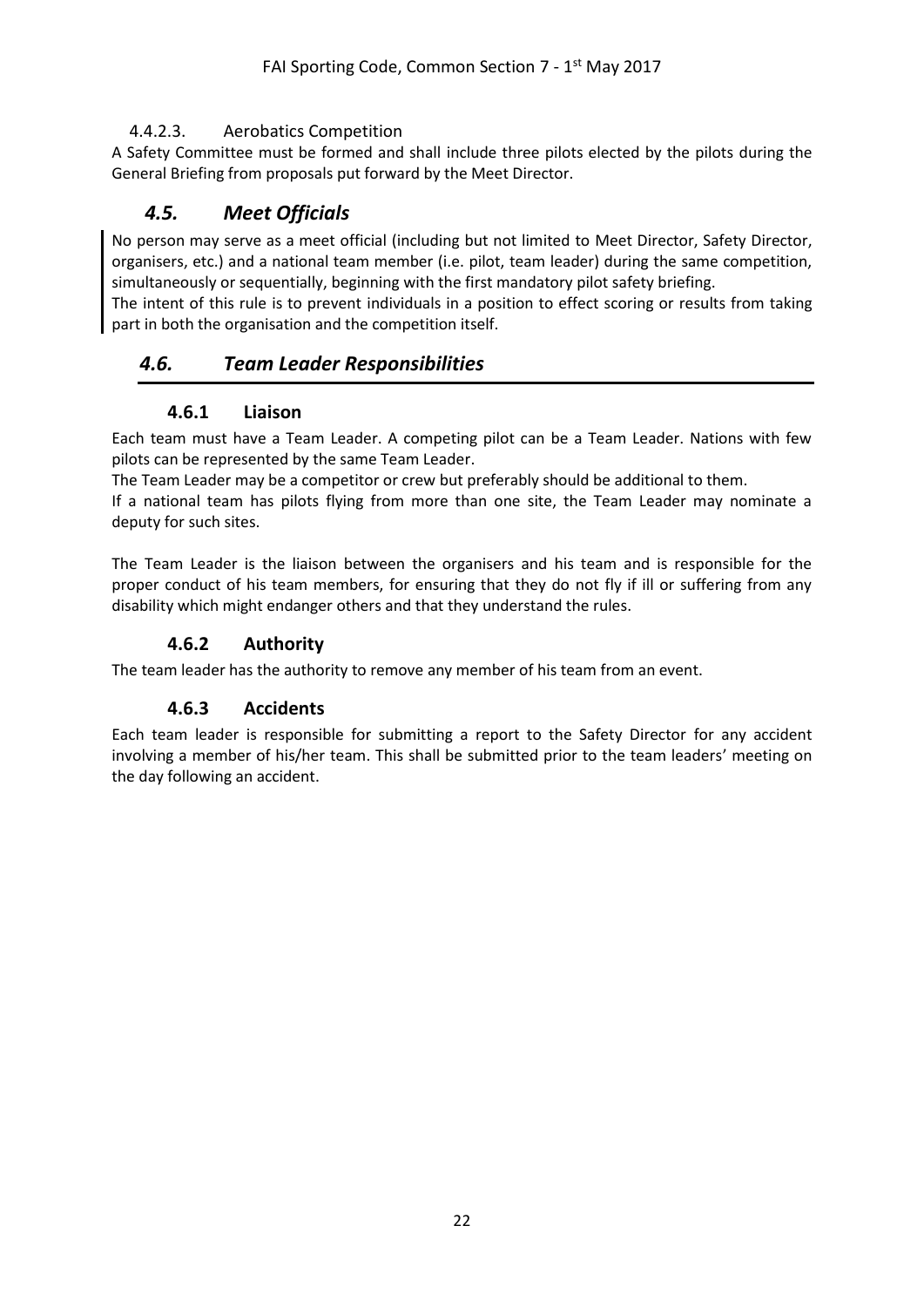#### 4.4.2.3. Aerobatics Competition

A Safety Committee must be formed and shall include three pilots elected by the pilots during the General Briefing from proposals put forward by the Meet Director.

## *4.5. Meet Officials*

No person may serve as a meet official (including but not limited to Meet Director, Safety Director, organisers, etc.) and a national team member (i.e. pilot, team leader) during the same competition, simultaneously or sequentially, beginning with the first mandatory pilot safety briefing.
The intent of this rule is to prevent individuals in a position to effect scoring or results from taking part in both the organisation and the competition itself.

## *4.6. Team Leader Responsibilities*

### 4.6.1 Liaison

Each team must have a Team Leader. A competing pilot can be a Team Leader. Nations with few pilots can be represented by the same Team Leader.

The Team Leader may be a competitor or crew but preferably should be additional to them.

If a national team has pilots flying from more than one site, the Team Leader may nominate a deputy for such sites.

The Team Leader is the liaison between the organisers and his team and is responsible for the proper conduct of his team members, for ensuring that they do not fly if ill or suffering from any disability which might endanger others and that they understand the rules.

### 4.6.2 Authority

The team leader has the authority to remove any member of his team from an event.

### 4.6.3 Accidents

Each team leader is responsible for submitting a report to the Safety Director for any accident involving a member of his/her team. This shall be submitted prior to the team leaders' meeting on the day following an accident.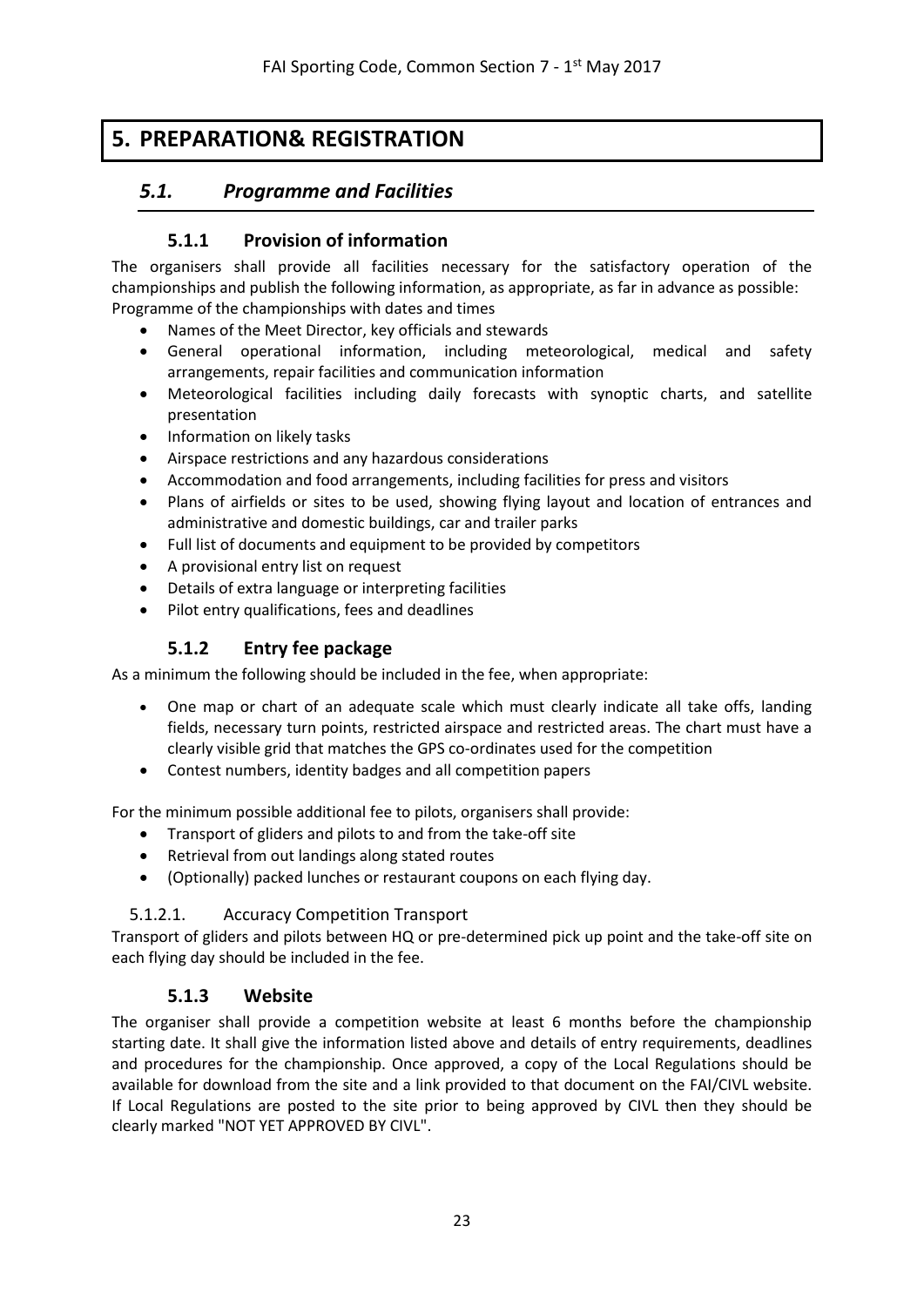# 5. PREPARATION& REGISTRATION

## *5.1. Programme and Facilities*

### 5.1.1 Provision of information

The organisers shall provide all facilities necessary for the satisfactory operation of the championships and publish the following information, as appropriate, as far in advance as possible:
Programme of the championships with dates and times

- Names of the Meet Director, key officials and stewards
- General operational information, including meteorological, medical and safety arrangements, repair facilities and communication information
- Meteorological facilities including daily forecasts with synoptic charts, and satellite presentation
- Information on likely tasks
- Airspace restrictions and any hazardous considerations
- Accommodation and food arrangements, including facilities for press and visitors
- Plans of airfields or sites to be used, showing flying layout and location of entrances and administrative and domestic buildings, car and trailer parks
- Full list of documents and equipment to be provided by competitors
- A provisional entry list on request
- Details of extra language or interpreting facilities
- Pilot entry qualifications, fees and deadlines

### 5.1.2 Entry fee package

As a minimum the following should be included in the fee, when appropriate:

- One map or chart of an adequate scale which must clearly indicate all take offs, landing fields, necessary turn points, restricted airspace and restricted areas. The chart must have a clearly visible grid that matches the GPS co-ordinates used for the competition
- Contest numbers, identity badges and all competition papers

For the minimum possible additional fee to pilots, organisers shall provide:

- Transport of gliders and pilots to and from the take-off site
- Retrieval from out landings along stated routes
- (Optionally) packed lunches or restaurant coupons on each flying day.

#### 5.1.2.1. Accuracy Competition Transport

Transport of gliders and pilots between HQ or pre-determined pick up point and the take-off site on each flying day should be included in the fee.

### 5.1.3 Website

The organiser shall provide a competition website at least 6 months before the championship starting date. It shall give the information listed above and details of entry requirements, deadlines and procedures for the championship. Once approved, a copy of the Local Regulations should be available for download from the site and a link provided to that document on the FAI/CIVL website. If Local Regulations are posted to the site prior to being approved by CIVL then they should be clearly marked "NOT YET APPROVED BY CIVL".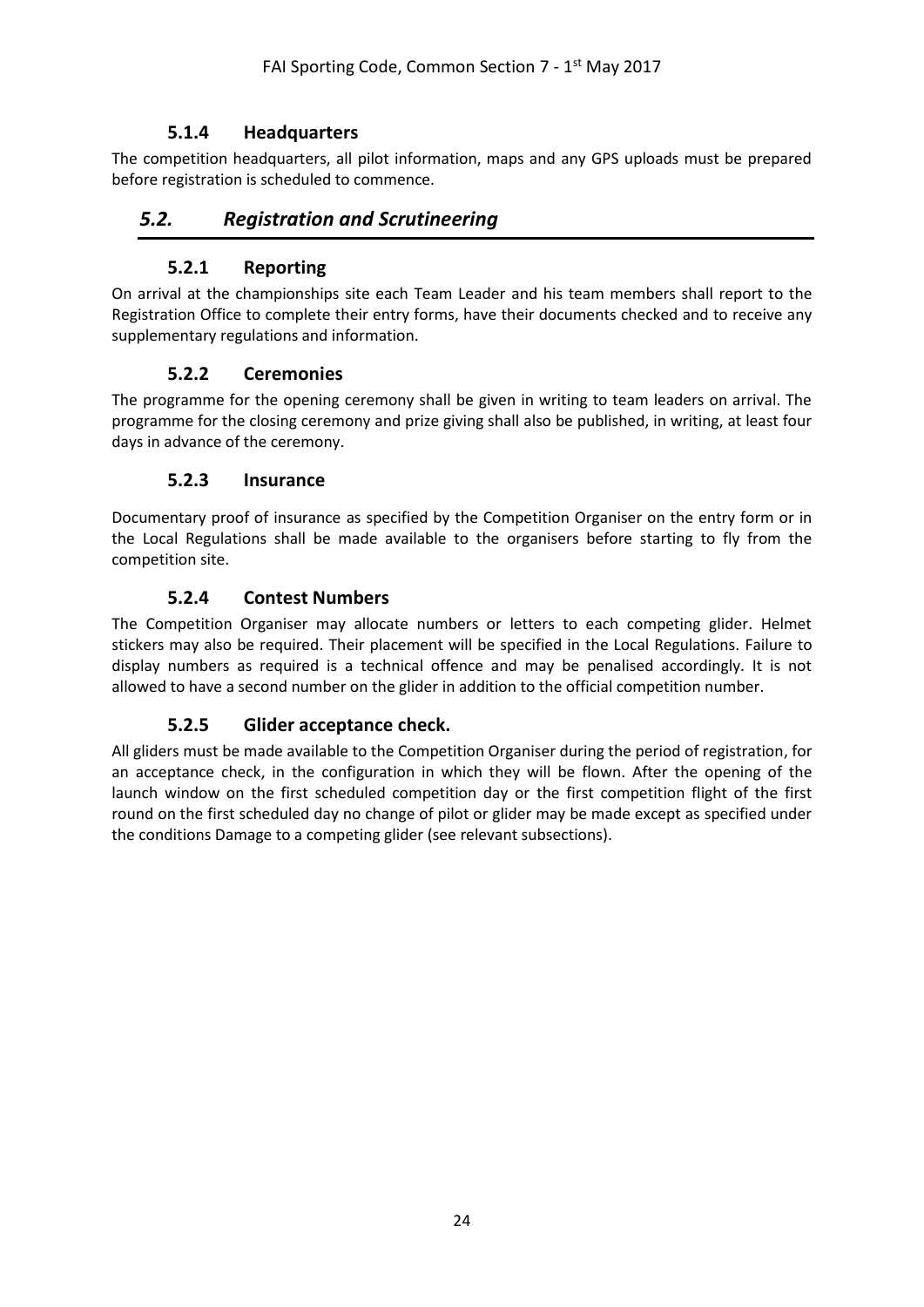### 5.1.4 Headquarters

The competition headquarters, all pilot information, maps and any GPS uploads must be prepared before registration is scheduled to commence.

## *5.2. Registration and Scrutineering*

### 5.2.1 Reporting

On arrival at the championships site each Team Leader and his team members shall report to the Registration Office to complete their entry forms, have their documents checked and to receive any supplementary regulations and information.

### 5.2.2 Ceremonies

The programme for the opening ceremony shall be given in writing to team leaders on arrival. The programme for the closing ceremony and prize giving shall also be published, in writing, at least four days in advance of the ceremony.

### 5.2.3 Insurance

Documentary proof of insurance as specified by the Competition Organiser on the entry form or in the Local Regulations shall be made available to the organisers before starting to fly from the competition site.

### 5.2.4 Contest Numbers

The Competition Organiser may allocate numbers or letters to each competing glider. Helmet stickers may also be required. Their placement will be specified in the Local Regulations. Failure to display numbers as required is a technical offence and may be penalised accordingly. It is not allowed to have a second number on the glider in addition to the official competition number.

### 5.2.5 Glider acceptance check.

All gliders must be made available to the Competition Organiser during the period of registration, for an acceptance check, in the configuration in which they will be flown. After the opening of the launch window on the first scheduled competition day or the first competition flight of the first round on the first scheduled day no change of pilot or glider may be made except as specified under the conditions Damage to a competing glider (see relevant subsections).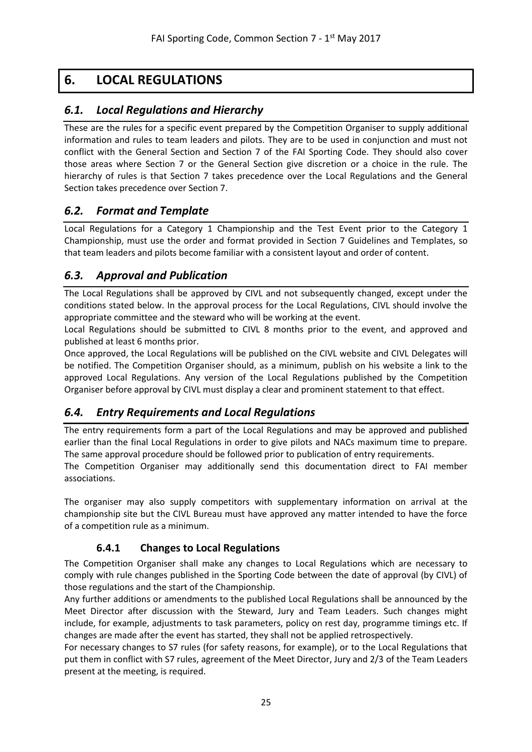# 6. LOCAL REGULATIONS

## *6.1. Local Regulations and Hierarchy*

These are the rules for a specific event prepared by the Competition Organiser to supply additional information and rules to team leaders and pilots. They are to be used in conjunction and must not conflict with the General Section and Section 7 of the FAI Sporting Code. They should also cover those areas where Section 7 or the General Section give discretion or a choice in the rule. The hierarchy of rules is that Section 7 takes precedence over the Local Regulations and the General Section takes precedence over Section 7.

## *6.2. Format and Template*

Local Regulations for a Category 1 Championship and the Test Event prior to the Category 1 Championship, must use the order and format provided in Section 7 Guidelines and Templates, so that team leaders and pilots become familiar with a consistent layout and order of content.

## *6.3. Approval and Publication*

The Local Regulations shall be approved by CIVL and not subsequently changed, except under the conditions stated below. In the approval process for the Local Regulations, CIVL should involve the appropriate committee and the steward who will be working at the event.

Local Regulations should be submitted to CIVL 8 months prior to the event, and approved and published at least 6 months prior.

Once approved, the Local Regulations will be published on the CIVL website and CIVL Delegates will be notified. The Competition Organiser should, as a minimum, publish on his website a link to the approved Local Regulations. Any version of the Local Regulations published by the Competition Organiser before approval by CIVL must display a clear and prominent statement to that effect.

## *6.4. Entry Requirements and Local Regulations*

The entry requirements form a part of the Local Regulations and may be approved and published earlier than the final Local Regulations in order to give pilots and NACs maximum time to prepare. The same approval procedure should be followed prior to publication of entry requirements.

The Competition Organiser may additionally send this documentation direct to FAI member associations.

The organiser may also supply competitors with supplementary information on arrival at the championship site but the CIVL Bureau must have approved any matter intended to have the force of a competition rule as a minimum.

### 6.4.1 Changes to Local Regulations

The Competition Organiser shall make any changes to Local Regulations which are necessary to comply with rule changes published in the Sporting Code between the date of approval (by CIVL) of those regulations and the start of the Championship.

Any further additions or amendments to the published Local Regulations shall be announced by the Meet Director after discussion with the Steward, Jury and Team Leaders. Such changes might include, for example, adjustments to task parameters, policy on rest day, programme timings etc. If changes are made after the event has started, they shall not be applied retrospectively.

For necessary changes to S7 rules (for safety reasons, for example), or to the Local Regulations that put them in conflict with S7 rules, agreement of the Meet Director, Jury and 2/3 of the Team Leaders present at the meeting, is required.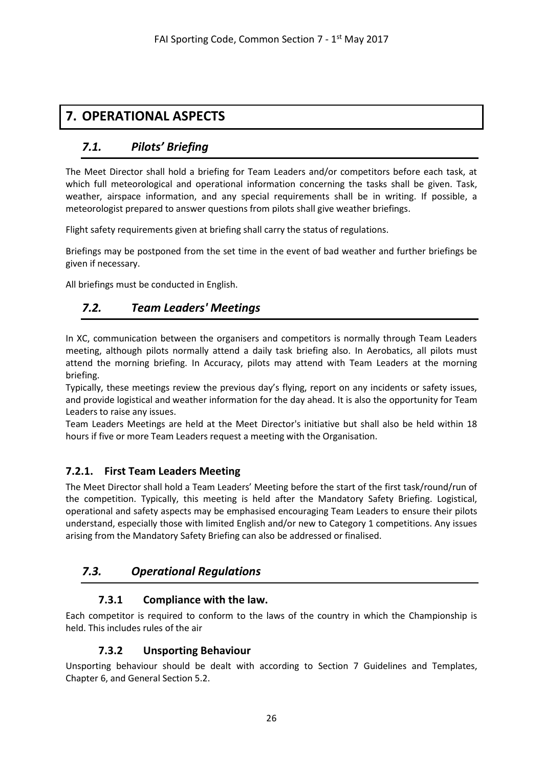# 7. OPERATIONAL ASPECTS

## *7.1. Pilots' Briefing*

The Meet Director shall hold a briefing for Team Leaders and/or competitors before each task, at which full meteorological and operational information concerning the tasks shall be given. Task, weather, airspace information, and any special requirements shall be in writing. If possible, a meteorologist prepared to answer questions from pilots shall give weather briefings.

Flight safety requirements given at briefing shall carry the status of regulations.

Briefings may be postponed from the set time in the event of bad weather and further briefings be given if necessary.

All briefings must be conducted in English.

## *7.2. Team Leaders' Meetings*

In XC, communication between the organisers and competitors is normally through Team Leaders meeting, although pilots normally attend a daily task briefing also. In Aerobatics, all pilots must attend the morning briefing. In Accuracy, pilots may attend with Team Leaders at the morning briefing.

Typically, these meetings review the previous day's flying, report on any incidents or safety issues, and provide logistical and weather information for the day ahead. It is also the opportunity for Team Leaders to raise any issues.

Team Leaders Meetings are held at the Meet Director's initiative but shall also be held within 18 hours if five or more Team Leaders request a meeting with the Organisation.

### 7.2.1. First Team Leaders Meeting

The Meet Director shall hold a Team Leaders' Meeting before the start of the first task/round/run of the competition. Typically, this meeting is held after the Mandatory Safety Briefing. Logistical, operational and safety aspects may be emphasised encouraging Team Leaders to ensure their pilots understand, especially those with limited English and/or new to Category 1 competitions. Any issues arising from the Mandatory Safety Briefing can also be addressed or finalised.

## *7.3. Operational Regulations*

### 7.3.1 Compliance with the law.

Each competitor is required to conform to the laws of the country in which the Championship is held. This includes rules of the air

### 7.3.2 Unsporting Behaviour

Unsporting behaviour should be dealt with according to Section 7 Guidelines and Templates, Chapter 6, and General Section 5.2.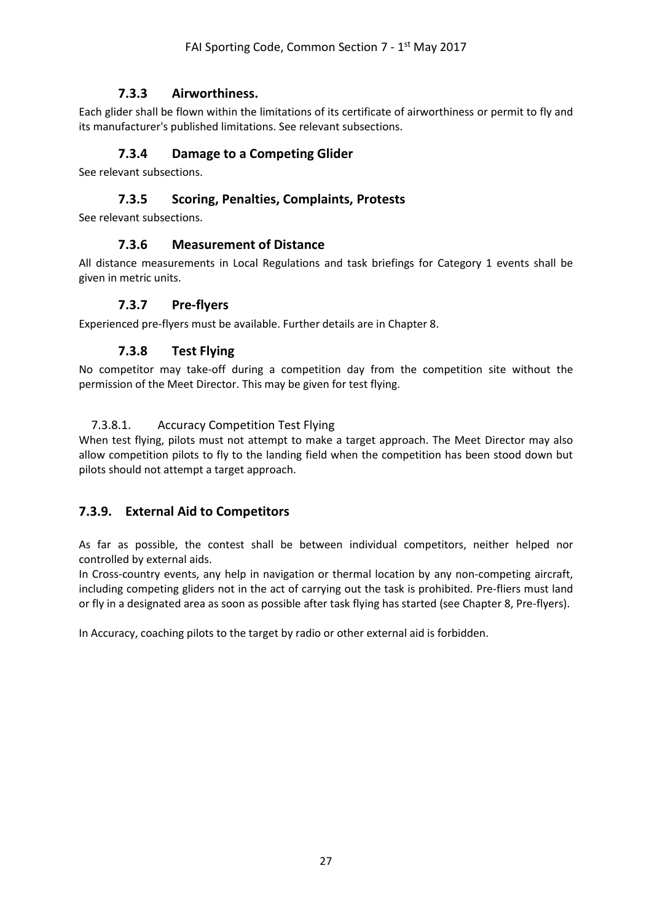### 7.3.3 Airworthiness.

Each glider shall be flown within the limitations of its certificate of airworthiness or permit to fly and its manufacturer's published limitations. See relevant subsections.

### 7.3.4 Damage to a Competing Glider

See relevant subsections.

### 7.3.5 Scoring, Penalties, Complaints, Protests

See relevant subsections.

### 7.3.6 Measurement of Distance

All distance measurements in Local Regulations and task briefings for Category 1 events shall be given in metric units.

### 7.3.7 Pre-flyers

Experienced pre-flyers must be available. Further details are in Chapter 8.

### 7.3.8 Test Flying

No competitor may take-off during a competition day from the competition site without the permission of the Meet Director. This may be given for test flying.

#### 7.3.8.1. Accuracy Competition Test Flying

When test flying, pilots must not attempt to make a target approach. The Meet Director may also allow competition pilots to fly to the landing field when the competition has been stood down but pilots should not attempt a target approach.

### 7.3.9. External Aid to Competitors

As far as possible, the contest shall be between individual competitors, neither helped nor controlled by external aids.

In Cross-country events, any help in navigation or thermal location by any non-competing aircraft, including competing gliders not in the act of carrying out the task is prohibited. Pre-fliers must land or fly in a designated area as soon as possible after task flying has started (see Chapter 8, Pre-flyers).

In Accuracy, coaching pilots to the target by radio or other external aid is forbidden.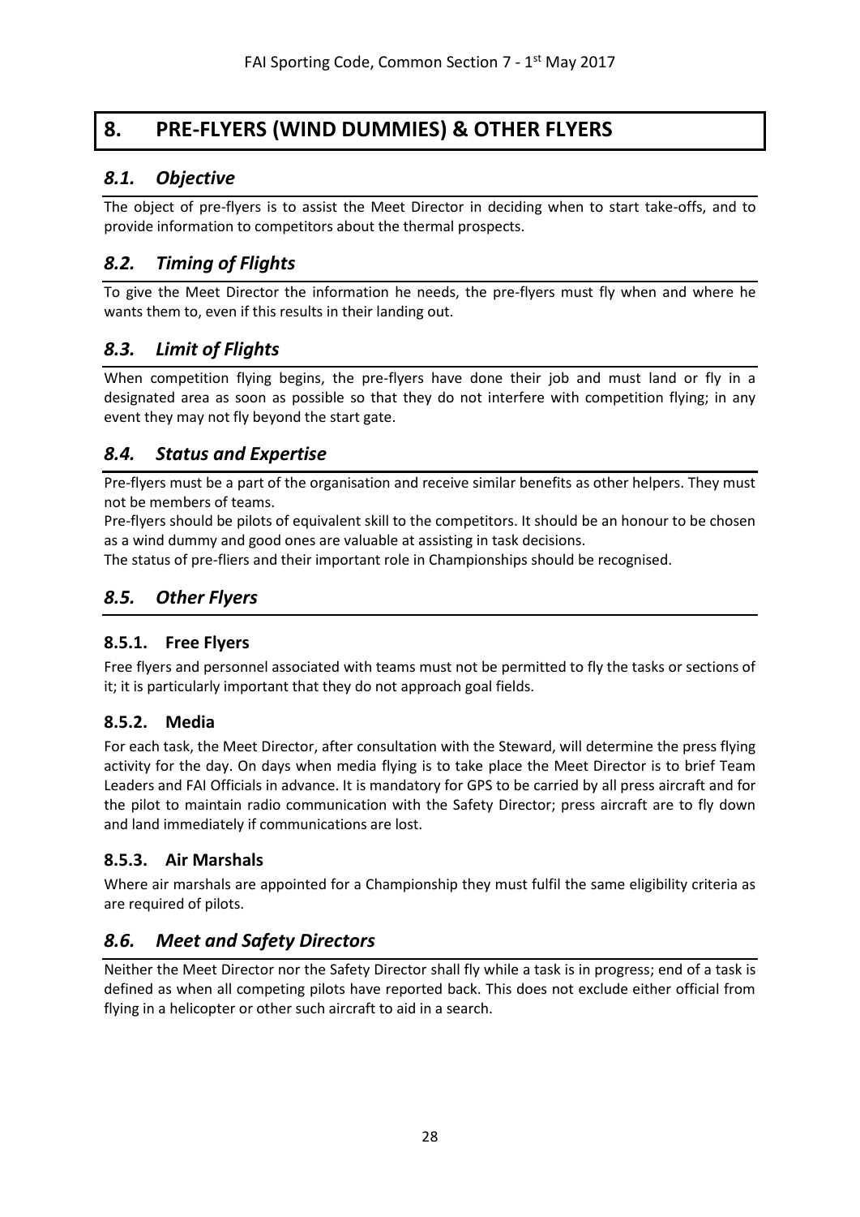# 8. PRE-FLYERS (WIND DUMMIES) & OTHER FLYERS

## *8.1. Objective*

The object of pre-flyers is to assist the Meet Director in deciding when to start take-offs, and to provide information to competitors about the thermal prospects.

## *8.2. Timing of Flights*

To give the Meet Director the information he needs, the pre-flyers must fly when and where he wants them to, even if this results in their landing out.

## *8.3. Limit of Flights*

When competition flying begins, the pre-flyers have done their job and must land or fly in a designated area as soon as possible so that they do not interfere with competition flying; in any event they may not fly beyond the start gate.

## *8.4. Status and Expertise*

Pre-flyers must be a part of the organisation and receive similar benefits as other helpers. They must not be members of teams.

Pre-flyers should be pilots of equivalent skill to the competitors. It should be an honour to be chosen as a wind dummy and good ones are valuable at assisting in task decisions.

The status of pre-fliers and their important role in Championships should be recognised.

## *8.5. Other Flyers*

### 8.5.1. Free Flyers

Free flyers and personnel associated with teams must not be permitted to fly the tasks or sections of it; it is particularly important that they do not approach goal fields.

### 8.5.2. Media

For each task, the Meet Director, after consultation with the Steward, will determine the press flying activity for the day. On days when media flying is to take place the Meet Director is to brief Team Leaders and FAI Officials in advance. It is mandatory for GPS to be carried by all press aircraft and for the pilot to maintain radio communication with the Safety Director; press aircraft are to fly down and land immediately if communications are lost.

### 8.5.3. Air Marshals

Where air marshals are appointed for a Championship they must fulfil the same eligibility criteria as are required of pilots.

## *8.6. Meet and Safety Directors*

Neither the Meet Director nor the Safety Director shall fly while a task is in progress; end of a task is defined as when all competing pilots have reported back. This does not exclude either official from flying in a helicopter or other such aircraft to aid in a search.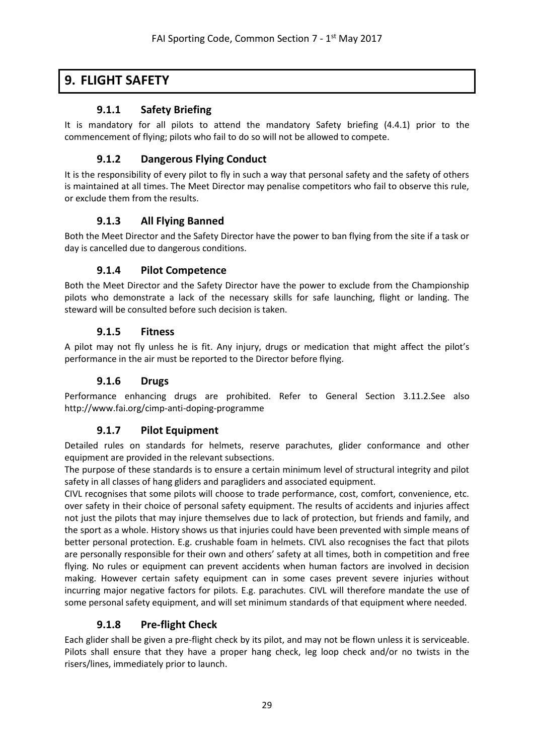# 9. FLIGHT SAFETY

### 9.1.1 Safety Briefing

It is mandatory for all pilots to attend the mandatory Safety briefing (4.4.1) prior to the commencement of flying; pilots who fail to do so will not be allowed to compete.

### 9.1.2 Dangerous Flying Conduct

It is the responsibility of every pilot to fly in such a way that personal safety and the safety of others is maintained at all times. The Meet Director may penalise competitors who fail to observe this rule, or exclude them from the results.

### 9.1.3 All Flying Banned

Both the Meet Director and the Safety Director have the power to ban flying from the site if a task or day is cancelled due to dangerous conditions.

### 9.1.4 Pilot Competence

Both the Meet Director and the Safety Director have the power to exclude from the Championship pilots who demonstrate a lack of the necessary skills for safe launching, flight or landing. The steward will be consulted before such decision is taken.

### 9.1.5 Fitness

A pilot may not fly unless he is fit. Any injury, drugs or medication that might affect the pilot's performance in the air must be reported to the Director before flying.

### 9.1.6 Drugs

Performance enhancing drugs are prohibited. Refer to General Section 3.11.2.See also http://www.fai.org/cimp-anti-doping-programme

### 9.1.7 Pilot Equipment

Detailed rules on standards for helmets, reserve parachutes, glider conformance and other equipment are provided in the relevant subsections.

The purpose of these standards is to ensure a certain minimum level of structural integrity and pilot safety in all classes of hang gliders and paragliders and associated equipment.

CIVL recognises that some pilots will choose to trade performance, cost, comfort, convenience, etc. over safety in their choice of personal safety equipment. The results of accidents and injuries affect not just the pilots that may injure themselves due to lack of protection, but friends and family, and the sport as a whole. History shows us that injuries could have been prevented with simple means of better personal protection. E.g. crushable foam in helmets. CIVL also recognises the fact that pilots are personally responsible for their own and others' safety at all times, both in competition and free flying. No rules or equipment can prevent accidents when human factors are involved in decision making. However certain safety equipment can in some cases prevent severe injuries without incurring major negative factors for pilots. E.g. parachutes. CIVL will therefore mandate the use of some personal safety equipment, and will set minimum standards of that equipment where needed.

### 9.1.8 Pre-flight Check

Each glider shall be given a pre-flight check by its pilot, and may not be flown unless it is serviceable. Pilots shall ensure that they have a proper hang check, leg loop check and/or no twists in the risers/lines, immediately prior to launch.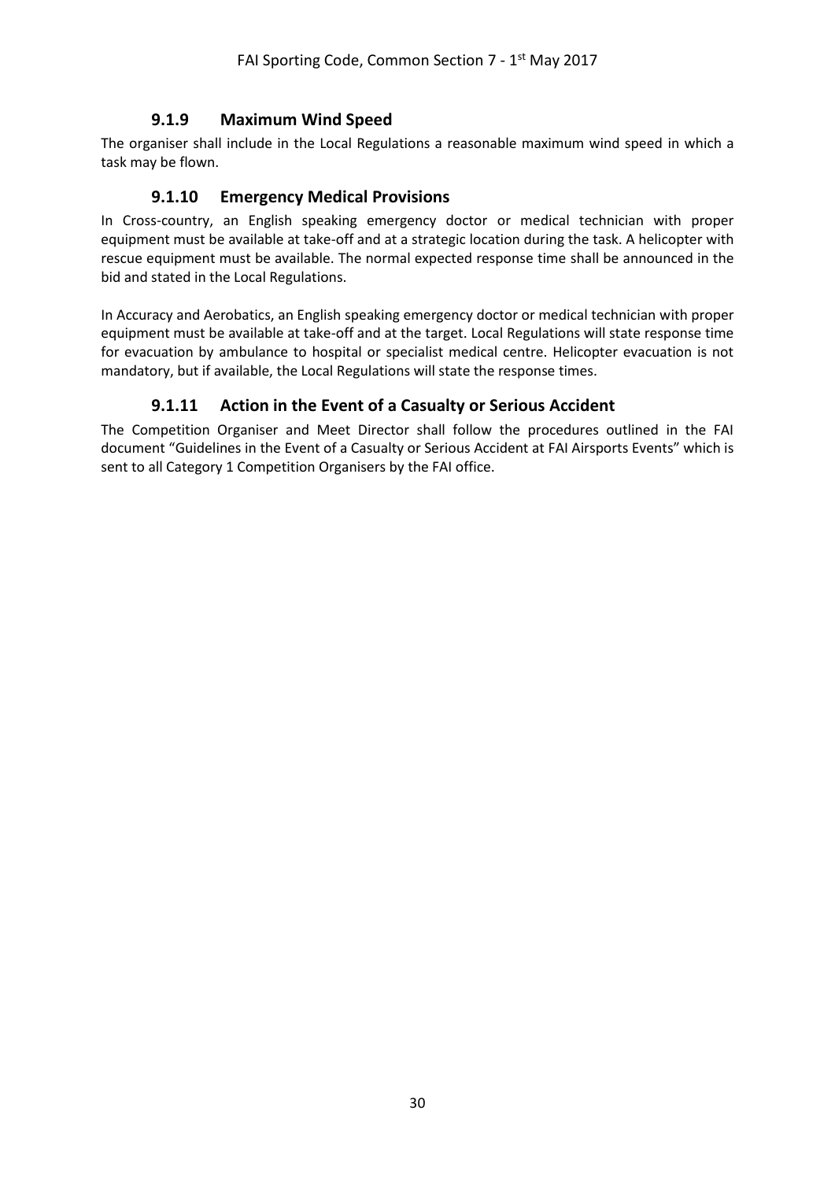### 9.1.9 Maximum Wind Speed

The organiser shall include in the Local Regulations a reasonable maximum wind speed in which a task may be flown.

### 9.1.10 Emergency Medical Provisions

In Cross-country, an English speaking emergency doctor or medical technician with proper equipment must be available at take-off and at a strategic location during the task. A helicopter with rescue equipment must be available. The normal expected response time shall be announced in the bid and stated in the Local Regulations.

In Accuracy and Aerobatics, an English speaking emergency doctor or medical technician with proper equipment must be available at take-off and at the target. Local Regulations will state response time for evacuation by ambulance to hospital or specialist medical centre. Helicopter evacuation is not mandatory, but if available, the Local Regulations will state the response times.

### 9.1.11 Action in the Event of a Casualty or Serious Accident

The Competition Organiser and Meet Director shall follow the procedures outlined in the FAI document "Guidelines in the Event of a Casualty or Serious Accident at FAI Airsports Events" which is sent to all Category 1 Competition Organisers by the FAI office.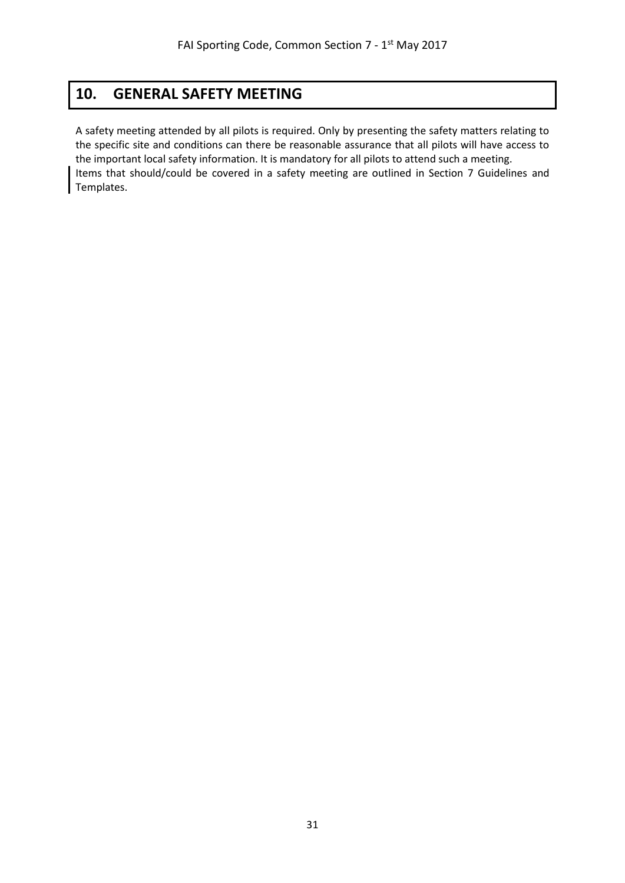# 10. GENERAL SAFETY MEETING

A safety meeting attended by all pilots is required. Only by presenting the safety matters relating to the specific site and conditions can there be reasonable assurance that all pilots will have access to the important local safety information. It is mandatory for all pilots to attend such a meeting.

Items that should/could be covered in a safety meeting are outlined in Section 7 Guidelines and Templates.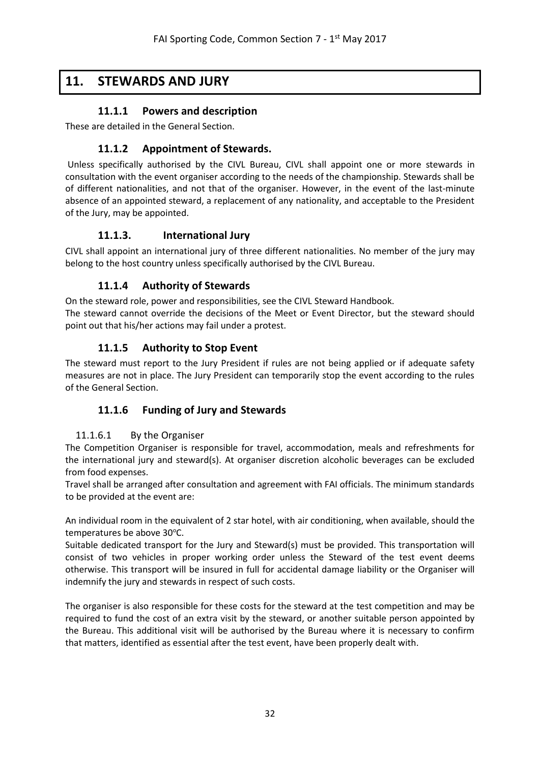# 11. STEWARDS AND JURY

### 11.1.1 Powers and description

These are detailed in the General Section.

### 11.1.2 Appointment of Stewards.

Unless specifically authorised by the CIVL Bureau, CIVL shall appoint one or more stewards in consultation with the event organiser according to the needs of the championship. Stewards shall be of different nationalities, and not that of the organiser. However, in the event of the last-minute absence of an appointed steward, a replacement of any nationality, and acceptable to the President of the Jury, may be appointed.

### 11.1.3. International Jury

CIVL shall appoint an international jury of three different nationalities. No member of the jury may belong to the host country unless specifically authorised by the CIVL Bureau.

### 11.1.4 Authority of Stewards

On the steward role, power and responsibilities, see the CIVL Steward Handbook.
The steward cannot override the decisions of the Meet or Event Director, but the steward should point out that his/her actions may fail under a protest.

### 11.1.5 Authority to Stop Event

The steward must report to the Jury President if rules are not being applied or if adequate safety measures are not in place. The Jury President can temporarily stop the event according to the rules of the General Section.

### 11.1.6 Funding of Jury and Stewards

#### 11.1.6.1 By the Organiser

The Competition Organiser is responsible for travel, accommodation, meals and refreshments for the international jury and steward(s). At organiser discretion alcoholic beverages can be excluded from food expenses.

Travel shall be arranged after consultation and agreement with FAI officials. The minimum standards to be provided at the event are:

An individual room in the equivalent of 2 star hotel, with air conditioning, when available, should the temperatures be above 30°C.

Suitable dedicated transport for the Jury and Steward(s) must be provided. This transportation will consist of two vehicles in proper working order unless the Steward of the test event deems otherwise. This transport will be insured in full for accidental damage liability or the Organiser will indemnify the jury and stewards in respect of such costs.

The organiser is also responsible for these costs for the steward at the test competition and may be required to fund the cost of an extra visit by the steward, or another suitable person appointed by the Bureau. This additional visit will be authorised by the Bureau where it is necessary to confirm that matters, identified as essential after the test event, have been properly dealt with.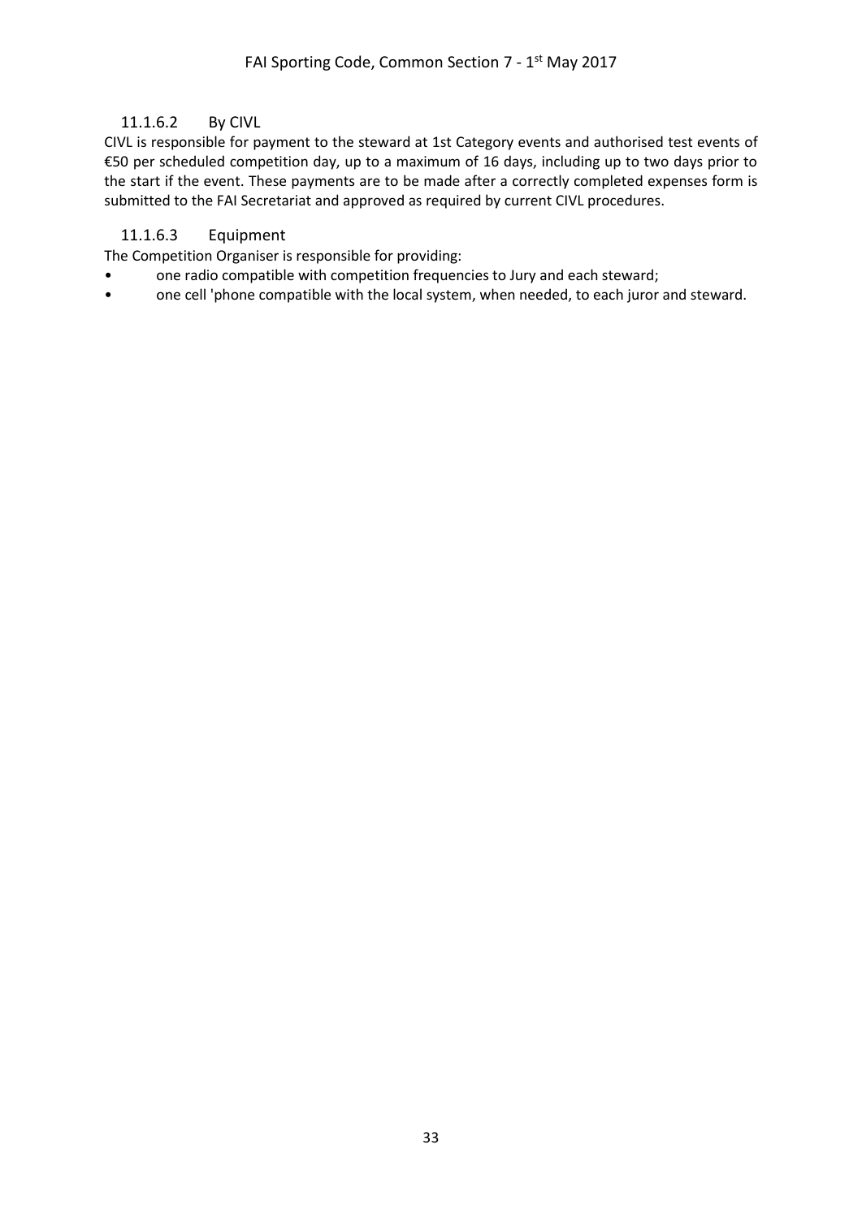#### 11.1.6.2 By CIVL

CIVL is responsible for payment to the steward at 1st Category events and authorised test events of €50 per scheduled competition day, up to a maximum of 16 days, including up to two days prior to the start if the event. These payments are to be made after a correctly completed expenses form is submitted to the FAI Secretariat and approved as required by current CIVL procedures.

#### 11.1.6.3 Equipment

The Competition Organiser is responsible for providing:

- one radio compatible with competition frequencies to Jury and each steward;
- one cell 'phone compatible with the local system, when needed, to each juror and steward.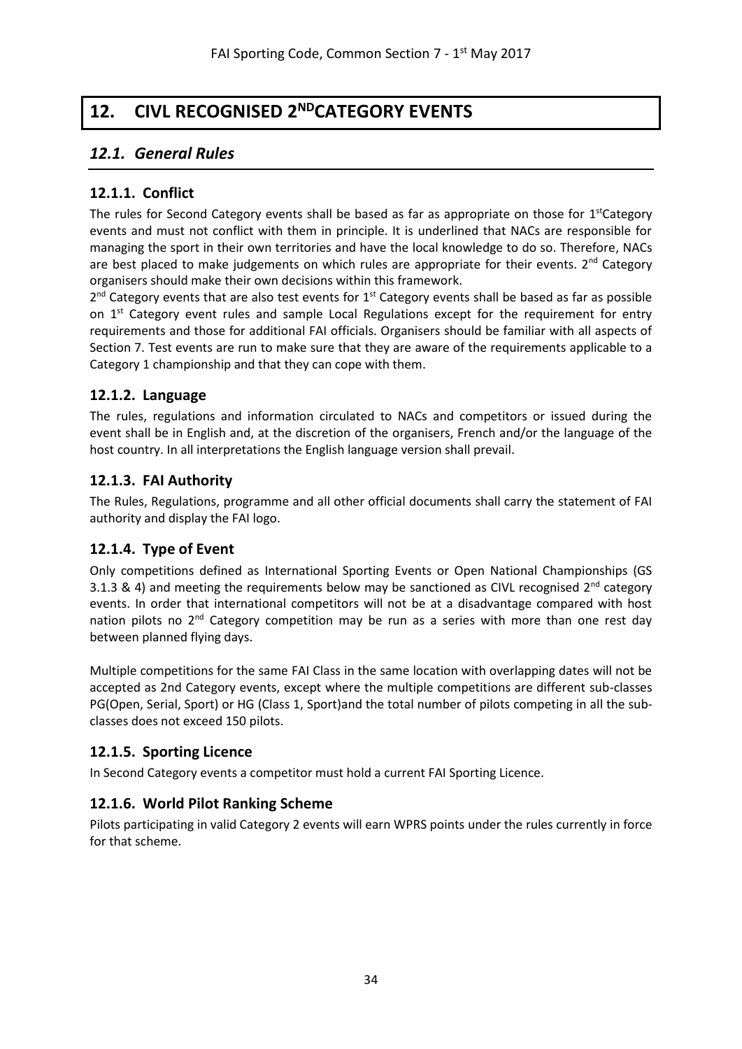# 12. CIVL RECOGNISED 2ND CATEGORY EVENTS

## 12.1. General Rules

### 12.1.1. Conflict

The rules for Second Category events shall be based as far as appropriate on those for 1st Category events and must not conflict with them in principle. It is underlined that NACs are responsible for managing the sport in their own territories and have the local knowledge to do so. Therefore, NACs are best placed to make judgements on which rules are appropriate for their events. 2nd Category organisers should make their own decisions within this framework.

2nd Category events that are also test events for 1st Category events shall be based as far as possible on 1st Category event rules and sample Local Regulations except for the requirement for entry requirements and those for additional FAI officials. Organisers should be familiar with all aspects of Section 7. Test events are run to make sure that they are aware of the requirements applicable to a Category 1 championship and that they can cope with them.

### 12.1.2. Language

The rules, regulations and information circulated to NACs and competitors or issued during the event shall be in English and, at the discretion of the organisers, French and/or the language of the host country. In all interpretations the English language version shall prevail.

### 12.1.3. FAI Authority

The Rules, Regulations, programme and all other official documents shall carry the statement of FAI authority and display the FAI logo.

### 12.1.4. Type of Event

Only competitions defined as International Sporting Events or Open National Championships (GS 3.1.3 & 4) and meeting the requirements below may be sanctioned as CIVL recognised 2nd category events. In order that international competitors will not be at a disadvantage compared with host nation pilots no 2nd Category competition may be run as a series with more than one rest day between planned flying days.

Multiple competitions for the same FAI Class in the same location with overlapping dates will not be accepted as 2nd Category events, except where the multiple competitions are different sub-classes PG(Open, Serial, Sport) or HG (Class 1, Sport)and the total number of pilots competing in all the sub-classes does not exceed 150 pilots.

### 12.1.5. Sporting Licence

In Second Category events a competitor must hold a current FAI Sporting Licence.

### 12.1.6. World Pilot Ranking Scheme

Pilots participating in valid Category 2 events will earn WPRS points under the rules currently in force for that scheme.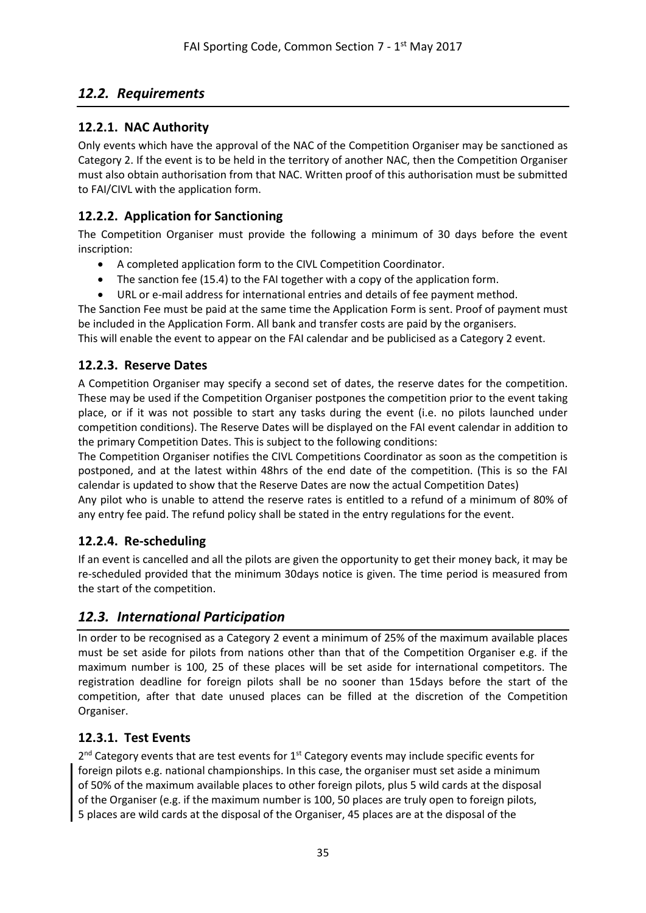## *12.2. Requirements*

### 12.2.1. NAC Authority

Only events which have the approval of the NAC of the Competition Organiser may be sanctioned as Category 2. If the event is to be held in the territory of another NAC, then the Competition Organiser must also obtain authorisation from that NAC. Written proof of this authorisation must be submitted to FAI/CIVL with the application form.

### 12.2.2. Application for Sanctioning

The Competition Organiser must provide the following a minimum of 30 days before the event inscription:

- A completed application form to the CIVL Competition Coordinator.
- The sanction fee (15.4) to the FAI together with a copy of the application form.
- URL or e-mail address for international entries and details of fee payment method.

The Sanction Fee must be paid at the same time the Application Form is sent. Proof of payment must be included in the Application Form. All bank and transfer costs are paid by the organisers.
This will enable the event to appear on the FAI calendar and be publicised as a Category 2 event.

### 12.2.3. Reserve Dates

A Competition Organiser may specify a second set of dates, the reserve dates for the competition. These may be used if the Competition Organiser postpones the competition prior to the event taking place, or if it was not possible to start any tasks during the event (i.e. no pilots launched under competition conditions). The Reserve Dates will be displayed on the FAI event calendar in addition to the primary Competition Dates. This is subject to the following conditions:

The Competition Organiser notifies the CIVL Competitions Coordinator as soon as the competition is postponed, and at the latest within 48hrs of the end date of the competition. (This is so the FAI calendar is updated to show that the Reserve Dates are now the actual Competition Dates)

Any pilot who is unable to attend the reserve rates is entitled to a refund of a minimum of 80% of any entry fee paid. The refund policy shall be stated in the entry regulations for the event.

### 12.2.4. Re-scheduling

If an event is cancelled and all the pilots are given the opportunity to get their money back, it may be re-scheduled provided that the minimum 30days notice is given. The time period is measured from the start of the competition.

## *12.3. International Participation*

In order to be recognised as a Category 2 event a minimum of 25% of the maximum available places must be set aside for pilots from nations other than that of the Competition Organiser e.g. if the maximum number is 100, 25 of these places will be set aside for international competitors. The registration deadline for foreign pilots shall be no sooner than 15days before the start of the competition, after that date unused places can be filled at the discretion of the Competition Organiser.

### 12.3.1. Test Events

2nd Category events that are test events for 1st Category events may include specific events for foreign pilots e.g. national championships. In this case, the organiser must set aside a minimum of 50% of the maximum available places to other foreign pilots, plus 5 wild cards at the disposal of the Organiser (e.g. if the maximum number is 100, 50 places are truly open to foreign pilots, 5 places are wild cards at the disposal of the Organiser, 45 places are at the disposal of the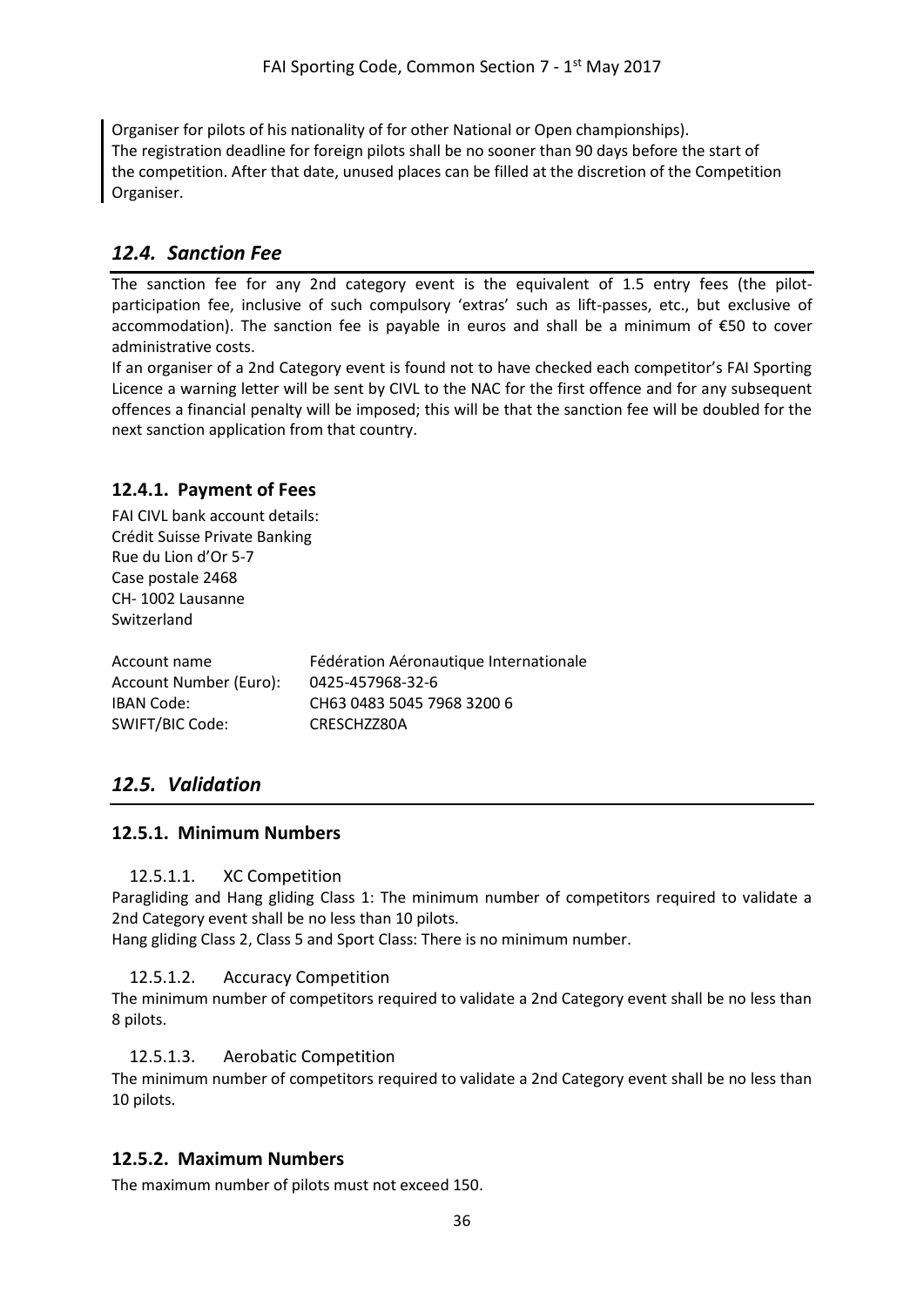Organiser for pilots of his nationality of for other National or Open championships).
The registration deadline for foreign pilots shall be no sooner than 90 days before the start of the competition. After that date, unused places can be filled at the discretion of the Competition Organiser.

## *12.4. Sanction Fee*

The sanction fee for any 2nd category event is the equivalent of 1.5 entry fees (the pilot-participation fee, inclusive of such compulsory 'extras' such as lift-passes, etc., but exclusive of accommodation). The sanction fee is payable in euros and shall be a minimum of €50 to cover administrative costs.
If an organiser of a 2nd Category event is found not to have checked each competitor's FAI Sporting Licence a warning letter will be sent by CIVL to the NAC for the first offence and for any subsequent offences a financial penalty will be imposed; this will be that the sanction fee will be doubled for the next sanction application from that country.

### 12.4.1. Payment of Fees

FAI CIVL bank account details:
Crédit Suisse Private Banking
Rue du Lion d'Or 5-7
Case postale 2468
CH- 1002 Lausanne
Switzerland

| | |
|---|---|
| Account name | Fédération Aéronautique Internationale |
| Account Number (Euro): | 0425-457968-32-6 |
| IBAN Code: | CH63 0483 5045 7968 3200 6 |
| SWIFT/BIC Code: | CRESCHZZ80A |

## *12.5. Validation*

### 12.5.1. Minimum Numbers

#### 12.5.1.1. XC Competition

Paragliding and Hang gliding Class 1: The minimum number of competitors required to validate a 2nd Category event shall be no less than 10 pilots.
Hang gliding Class 2, Class 5 and Sport Class: There is no minimum number.

#### 12.5.1.2. Accuracy Competition

The minimum number of competitors required to validate a 2nd Category event shall be no less than 8 pilots.

#### 12.5.1.3. Aerobatic Competition

The minimum number of competitors required to validate a 2nd Category event shall be no less than 10 pilots.

### 12.5.2. Maximum Numbers

The maximum number of pilots must not exceed 150.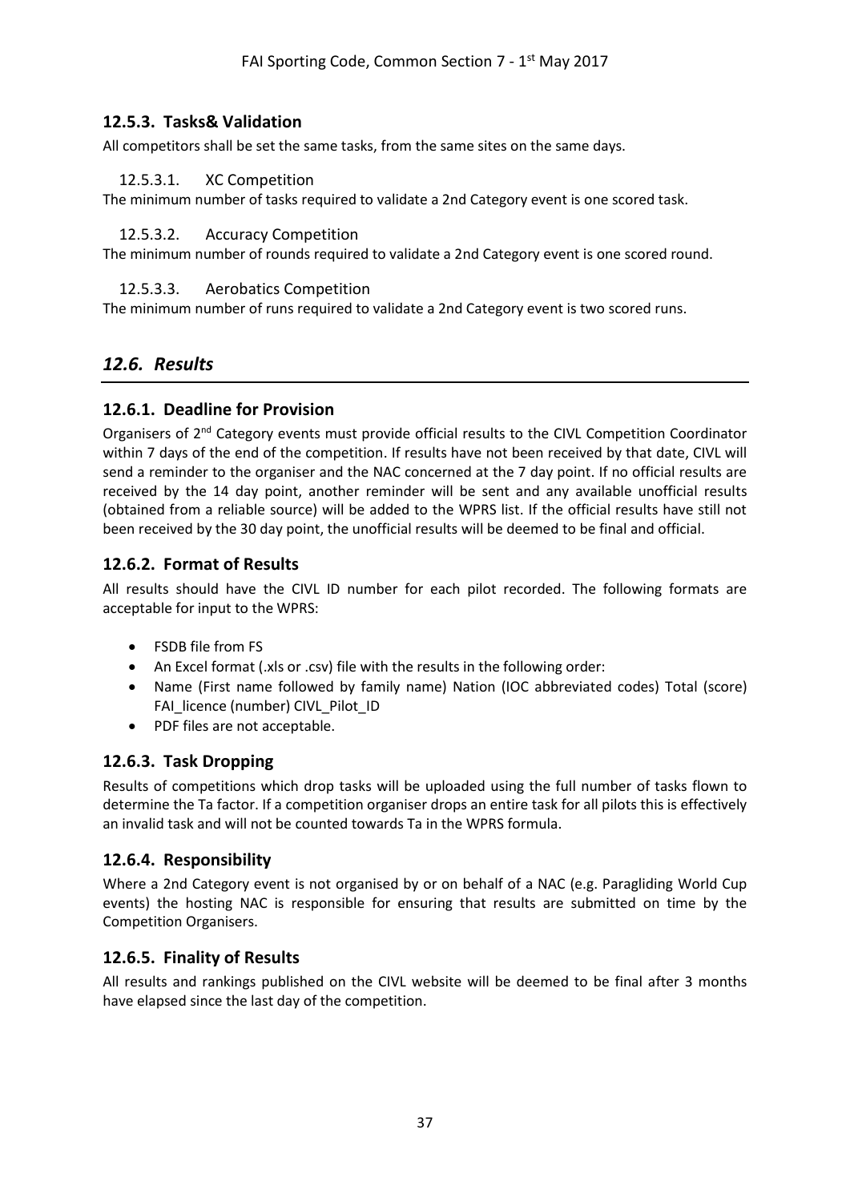### 12.5.3. Tasks& Validation

All competitors shall be set the same tasks, from the same sites on the same days.

#### 12.5.3.1. XC Competition

The minimum number of tasks required to validate a 2nd Category event is one scored task.

#### 12.5.3.2. Accuracy Competition

The minimum number of rounds required to validate a 2nd Category event is one scored round.

#### 12.5.3.3. Aerobatics Competition

The minimum number of runs required to validate a 2nd Category event is two scored runs.

## *12.6. Results*

### 12.6.1. Deadline for Provision

Organisers of 2nd Category events must provide official results to the CIVL Competition Coordinator within 7 days of the end of the competition. If results have not been received by that date, CIVL will send a reminder to the organiser and the NAC concerned at the 7 day point. If no official results are received by the 14 day point, another reminder will be sent and any available unofficial results (obtained from a reliable source) will be added to the WPRS list. If the official results have still not been received by the 30 day point, the unofficial results will be deemed to be final and official.

### 12.6.2. Format of Results

All results should have the CIVL ID number for each pilot recorded. The following formats are acceptable for input to the WPRS:

- FSDB file from FS
- An Excel format (.xls or .csv) file with the results in the following order:
- Name (First name followed by family name) Nation (IOC abbreviated codes) Total (score) FAI_licence (number) CIVL_Pilot_ID
- PDF files are not acceptable.

### 12.6.3. Task Dropping

Results of competitions which drop tasks will be uploaded using the full number of tasks flown to determine the Ta factor. If a competition organiser drops an entire task for all pilots this is effectively an invalid task and will not be counted towards Ta in the WPRS formula.

### 12.6.4. Responsibility

Where a 2nd Category event is not organised by or on behalf of a NAC (e.g. Paragliding World Cup events) the hosting NAC is responsible for ensuring that results are submitted on time by the Competition Organisers.

### 12.6.5. Finality of Results

All results and rankings published on the CIVL website will be deemed to be final after 3 months have elapsed since the last day of the competition.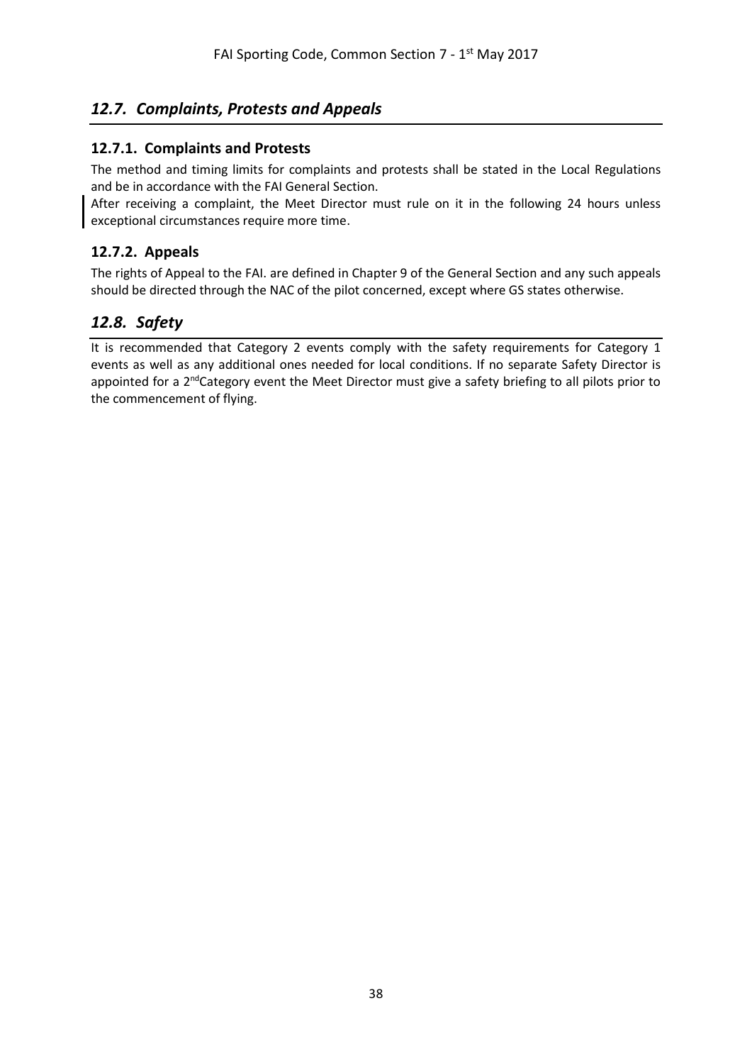## *12.7. Complaints, Protests and Appeals*

### 12.7.1. Complaints and Protests

The method and timing limits for complaints and protests shall be stated in the Local Regulations and be in accordance with the FAI General Section.

After receiving a complaint, the Meet Director must rule on it in the following 24 hours unless exceptional circumstances require more time.

### 12.7.2. Appeals

The rights of Appeal to the FAI. are defined in Chapter 9 of the General Section and any such appeals should be directed through the NAC of the pilot concerned, except where GS states otherwise.

## *12.8. Safety*

It is recommended that Category 2 events comply with the safety requirements for Category 1 events as well as any additional ones needed for local conditions. If no separate Safety Director is appointed for a 2ndCategory event the Meet Director must give a safety briefing to all pilots prior to the commencement of flying.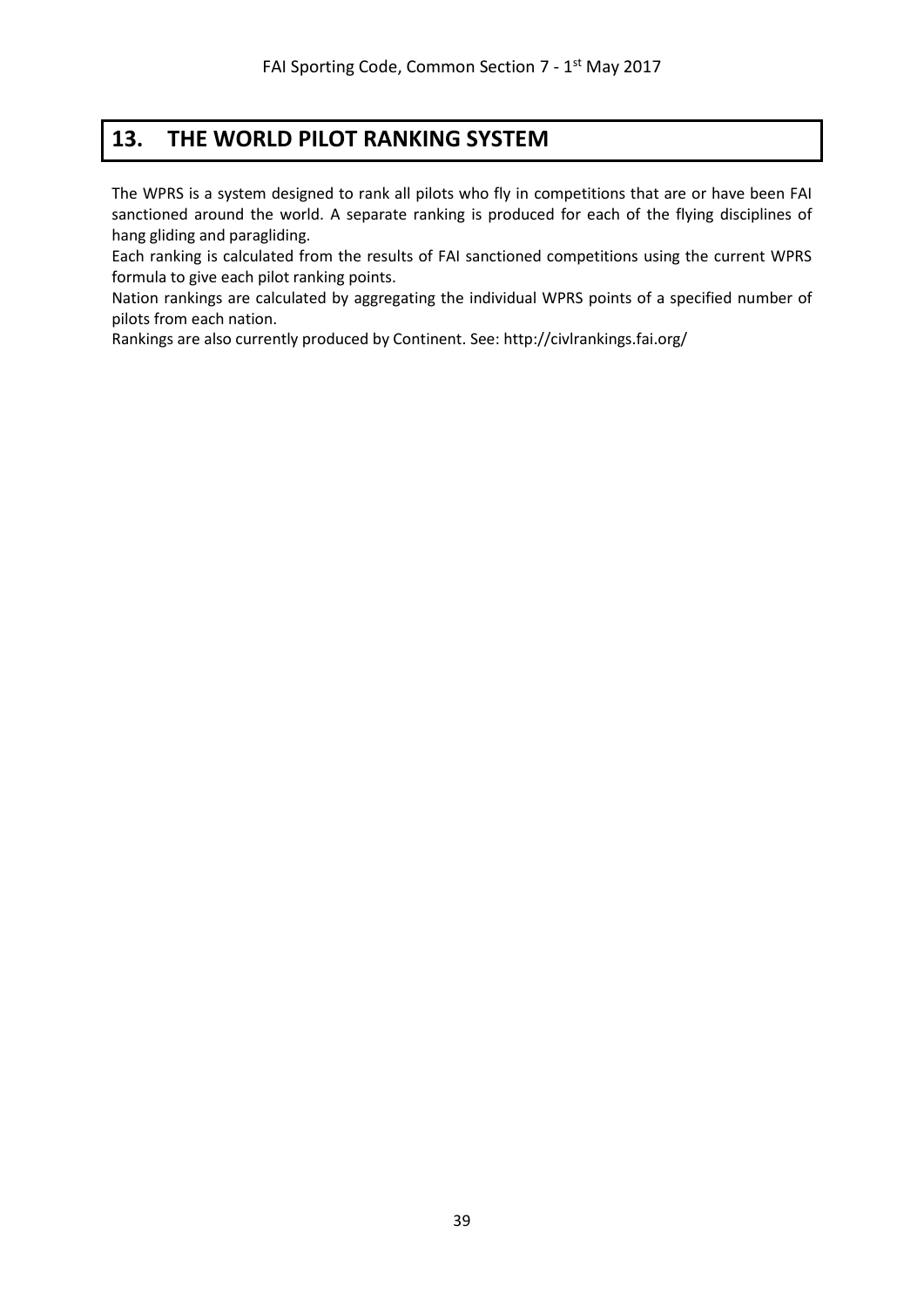# 13. THE WORLD PILOT RANKING SYSTEM

The WPRS is a system designed to rank all pilots who fly in competitions that are or have been FAI sanctioned around the world. A separate ranking is produced for each of the flying disciplines of hang gliding and paragliding.

Each ranking is calculated from the results of FAI sanctioned competitions using the current WPRS formula to give each pilot ranking points.

Nation rankings are calculated by aggregating the individual WPRS points of a specified number of pilots from each nation.

Rankings are also currently produced by Continent. See: http://civlrankings.fai.org/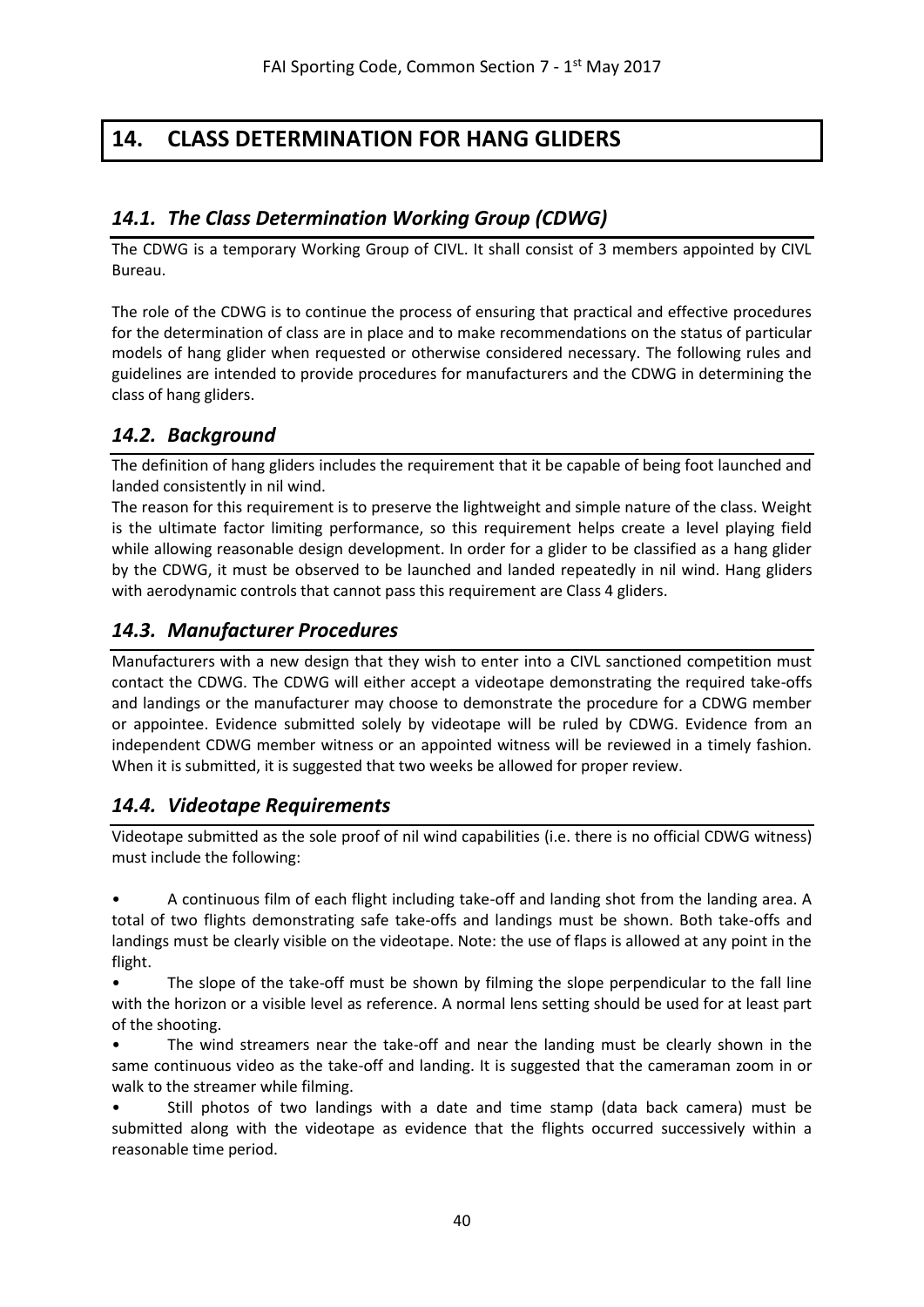# 14. CLASS DETERMINATION FOR HANG GLIDERS

## *14.1. The Class Determination Working Group (CDWG)*

The CDWG is a temporary Working Group of CIVL. It shall consist of 3 members appointed by CIVL Bureau.

The role of the CDWG is to continue the process of ensuring that practical and effective procedures for the determination of class are in place and to make recommendations on the status of particular models of hang glider when requested or otherwise considered necessary. The following rules and guidelines are intended to provide procedures for manufacturers and the CDWG in determining the class of hang gliders.

## *14.2. Background*

The definition of hang gliders includes the requirement that it be capable of being foot launched and landed consistently in nil wind.

The reason for this requirement is to preserve the lightweight and simple nature of the class. Weight is the ultimate factor limiting performance, so this requirement helps create a level playing field while allowing reasonable design development. In order for a glider to be classified as a hang glider by the CDWG, it must be observed to be launched and landed repeatedly in nil wind. Hang gliders with aerodynamic controls that cannot pass this requirement are Class 4 gliders.

## *14.3. Manufacturer Procedures*

Manufacturers with a new design that they wish to enter into a CIVL sanctioned competition must contact the CDWG. The CDWG will either accept a videotape demonstrating the required take-offs and landings or the manufacturer may choose to demonstrate the procedure for a CDWG member or appointee. Evidence submitted solely by videotape will be ruled by CDWG. Evidence from an independent CDWG member witness or an appointed witness will be reviewed in a timely fashion. When it is submitted, it is suggested that two weeks be allowed for proper review.

## *14.4. Videotape Requirements*

Videotape submitted as the sole proof of nil wind capabilities (i.e. there is no official CDWG witness) must include the following:

- A continuous film of each flight including take-off and landing shot from the landing area. A total of two flights demonstrating safe take-offs and landings must be shown. Both take-offs and landings must be clearly visible on the videotape. Note: the use of flaps is allowed at any point in the flight.
- The slope of the take-off must be shown by filming the slope perpendicular to the fall line with the horizon or a visible level as reference. A normal lens setting should be used for at least part of the shooting.
- The wind streamers near the take-off and near the landing must be clearly shown in the same continuous video as the take-off and landing. It is suggested that the cameraman zoom in or walk to the streamer while filming.
- Still photos of two landings with a date and time stamp (data back camera) must be submitted along with the videotape as evidence that the flights occurred successively within a reasonable time period.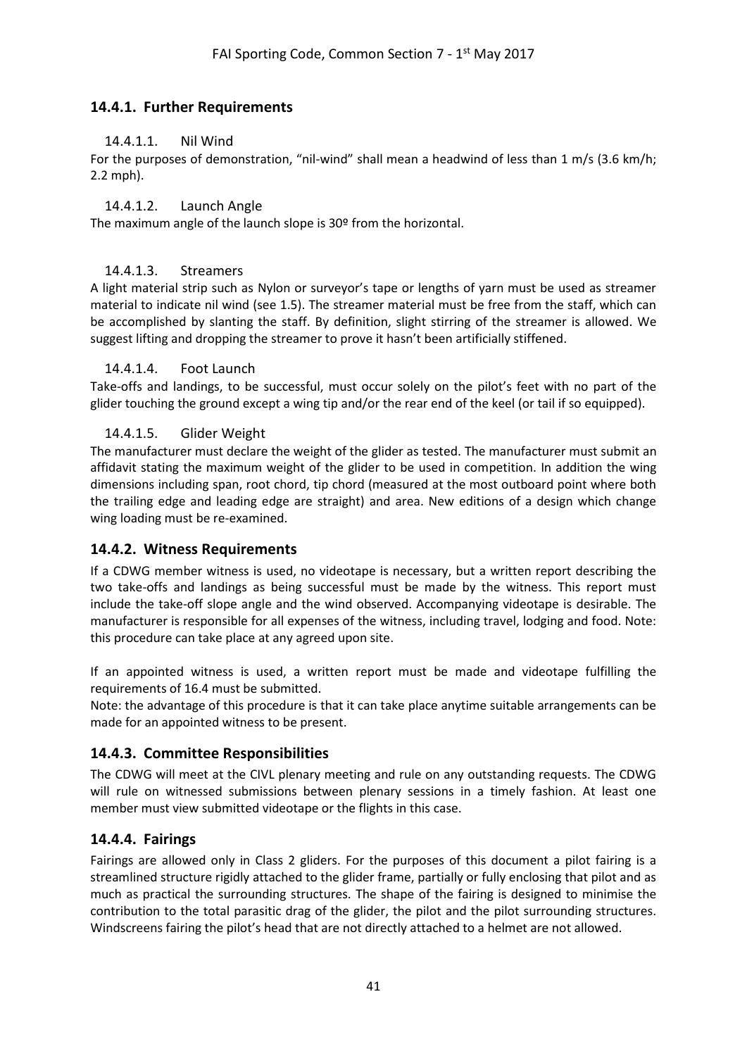## 14.4.1. Further Requirements

#### 14.4.1.1. Nil Wind

For the purposes of demonstration, "nil-wind" shall mean a headwind of less than 1 m/s (3.6 km/h; 2.2 mph).

#### 14.4.1.2. Launch Angle

The maximum angle of the launch slope is 30º from the horizontal.

#### 14.4.1.3. Streamers

A light material strip such as Nylon or surveyor's tape or lengths of yarn must be used as streamer material to indicate nil wind (see 1.5). The streamer material must be free from the staff, which can be accomplished by slanting the staff. By definition, slight stirring of the streamer is allowed. We suggest lifting and dropping the streamer to prove it hasn't been artificially stiffened.

#### 14.4.1.4. Foot Launch

Take-offs and landings, to be successful, must occur solely on the pilot's feet with no part of the glider touching the ground except a wing tip and/or the rear end of the keel (or tail if so equipped).

#### 14.4.1.5. Glider Weight

The manufacturer must declare the weight of the glider as tested. The manufacturer must submit an affidavit stating the maximum weight of the glider to be used in competition. In addition the wing dimensions including span, root chord, tip chord (measured at the most outboard point where both the trailing edge and leading edge are straight) and area. New editions of a design which change wing loading must be re-examined.

## 14.4.2. Witness Requirements

If a CDWG member witness is used, no videotape is necessary, but a written report describing the two take-offs and landings as being successful must be made by the witness. This report must include the take-off slope angle and the wind observed. Accompanying videotape is desirable. The manufacturer is responsible for all expenses of the witness, including travel, lodging and food. Note: this procedure can take place at any agreed upon site.

If an appointed witness is used, a written report must be made and videotape fulfilling the requirements of 16.4 must be submitted.

Note: the advantage of this procedure is that it can take place anytime suitable arrangements can be made for an appointed witness to be present.

## 14.4.3. Committee Responsibilities

The CDWG will meet at the CIVL plenary meeting and rule on any outstanding requests. The CDWG will rule on witnessed submissions between plenary sessions in a timely fashion. At least one member must view submitted videotape or the flights in this case.

## 14.4.4. Fairings

Fairings are allowed only in Class 2 gliders. For the purposes of this document a pilot fairing is a streamlined structure rigidly attached to the glider frame, partially or fully enclosing that pilot and as much as practical the surrounding structures. The shape of the fairing is designed to minimise the contribution to the total parasitic drag of the glider, the pilot and the pilot surrounding structures. Windscreens fairing the pilot's head that are not directly attached to a helmet are not allowed.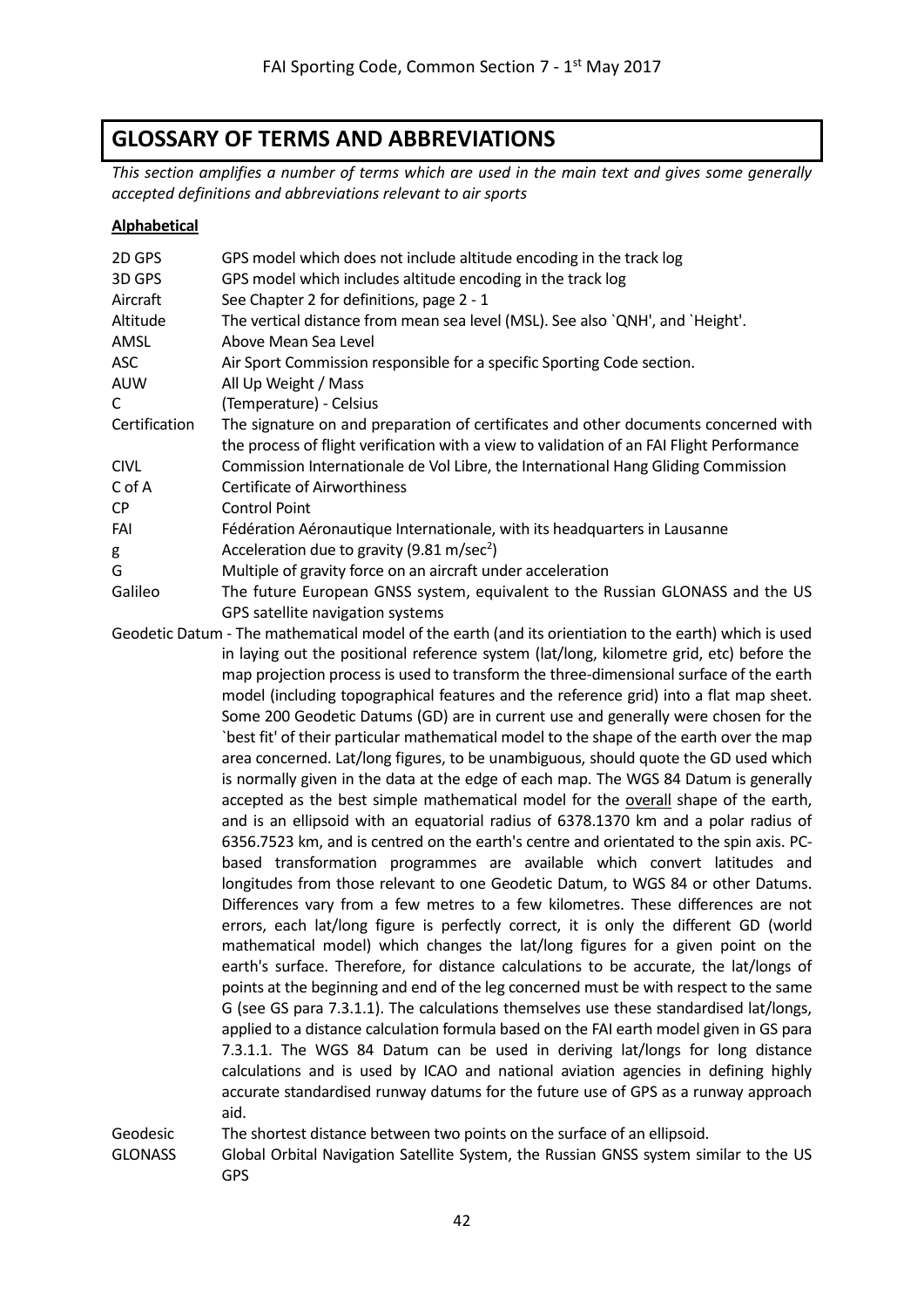## GLOSSARY OF TERMS AND ABBREVIATIONS

*This section amplifies a number of terms which are used in the main text and gives some generally accepted definitions and abbreviations relevant to air sports*

**Alphabetical**

| | |
|---|---|
| 2D GPS | GPS model which does not include altitude encoding in the track log |
| 3D GPS | GPS model which includes altitude encoding in the track log |
| Aircraft | See Chapter 2 for definitions, page 2 - 1 |
| Altitude | The vertical distance from mean sea level (MSL). See also `QNH', and `Height'. |
| AMSL | Above Mean Sea Level |
| ASC | Air Sport Commission responsible for a specific Sporting Code section. |
| AUW | All Up Weight / Mass |
| C | (Temperature) - Celsius |
| Certification | The signature on and preparation of certificates and other documents concerned with the process of flight verification with a view to validation of an FAI Flight Performance |
| CIVL | Commission Internationale de Vol Libre, the International Hang Gliding Commission |
| C of A | Certificate of Airworthiness |
| CP | Control Point |
| FAI | Fédération Aéronautique Internationale, with its headquarters in Lausanne |
| g | Acceleration due to gravity (9.81 m/sec$^2$) |
| G | Multiple of gravity force on an aircraft under acceleration |
| Galileo | The future European GNSS system, equivalent to the Russian GLONASS and the US GPS satellite navigation systems |

Geodetic Datum - The mathematical model of the earth (and its orientiation to the earth) which is used in laying out the positional reference system (lat/long, kilometre grid, etc) before the map projection process is used to transform the three-dimensional surface of the earth model (including topographical features and the reference grid) into a flat map sheet. Some 200 Geodetic Datums (GD) are in current use and generally were chosen for the `best fit' of their particular mathematical model to the shape of the earth over the map area concerned. Lat/long figures, to be unambiguous, should quote the GD used which is normally given in the data at the edge of each map. The WGS 84 Datum is generally accepted as the best simple mathematical model for the <u>overall</u> shape of the earth, and is an ellipsoid with an equatorial radius of 6378.1370 km and a polar radius of 6356.7523 km, and is centred on the earth's centre and orientated to the spin axis. PC-based transformation programmes are available which convert latitudes and longitudes from those relevant to one Geodetic Datum, to WGS 84 or other Datums. Differences vary from a few metres to a few kilometres. These differences are not errors, each lat/long figure is perfectly correct, it is only the different GD (world mathematical model) which changes the lat/long figures for a given point on the earth's surface. Therefore, for distance calculations to be accurate, the lat/longs of points at the beginning and end of the leg concerned must be with respect to the same G (see GS para 7.3.1.1). The calculations themselves use these standardised lat/longs, applied to a distance calculation formula based on the FAI earth model given in GS para 7.3.1.1. The WGS 84 Datum can be used in deriving lat/longs for long distance calculations and is used by ICAO and national aviation agencies in defining highly accurate standardised runway datums for the future use of GPS as a runway approach aid.

| | |
|---|---|
| Geodesic | The shortest distance between two points on the surface of an ellipsoid. |
| GLONASS | Global Orbital Navigation Satellite System, the Russian GNSS system similar to the US GPS |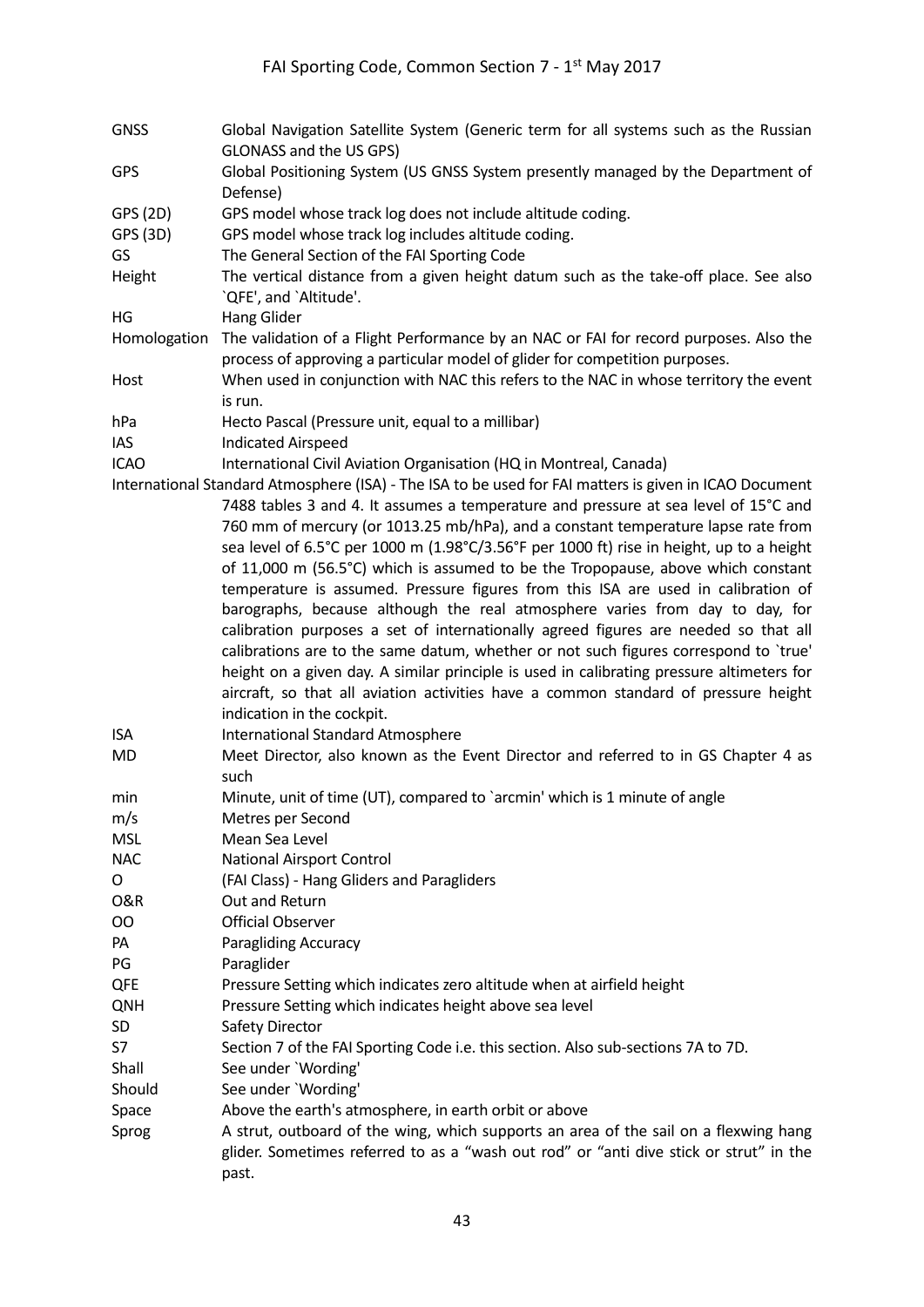| | |
|---|---|
| GNSS | Global Navigation Satellite System (Generic term for all systems such as the Russian GLONASS and the US GPS) |
| GPS | Global Positioning System (US GNSS System presently managed by the Department of Defense) |
| GPS (2D) | GPS model whose track log does not include altitude coding. |
| GPS (3D) | GPS model whose track log includes altitude coding. |
| GS | The General Section of the FAI Sporting Code |
| Height | The vertical distance from a given height datum such as the take-off place. See also `QFE', and `Altitude'. |
| HG | Hang Glider |
| Homologation | The validation of a Flight Performance by an NAC or FAI for record purposes. Also the process of approving a particular model of glider for competition purposes. |
| Host | When used in conjunction with NAC this refers to the NAC in whose territory the event is run. |
| hPa | Hecto Pascal (Pressure unit, equal to a millibar) |
| IAS | Indicated Airspeed |
| ICAO | International Civil Aviation Organisation (HQ in Montreal, Canada) |

International Standard Atmosphere (ISA) - The ISA to be used for FAI matters is given in ICAO Document 7488 tables 3 and 4. It assumes a temperature and pressure at sea level of 15°C and 760 mm of mercury (or 1013.25 mb/hPa), and a constant temperature lapse rate from sea level of 6.5°C per 1000 m (1.98°C/3.56°F per 1000 ft) rise in height, up to a height of 11,000 m (56.5°C) which is assumed to be the Tropopause, above which constant temperature is assumed. Pressure figures from this ISA are used in calibration of barographs, because although the real atmosphere varies from day to day, for calibration purposes a set of internationally agreed figures are needed so that all calibrations are to the same datum, whether or not such figures correspond to `true' height on a given day. A similar principle is used in calibrating pressure altimeters for aircraft, so that all aviation activities have a common standard of pressure height indication in the cockpit.

| | |
|---|---|
| ISA | International Standard Atmosphere |
| MD | Meet Director, also known as the Event Director and referred to in GS Chapter 4 as such |
| min | Minute, unit of time (UT), compared to `arcmin' which is 1 minute of angle |
| m/s | Metres per Second |
| MSL | Mean Sea Level |
| NAC | National Airsport Control |
| O | (FAI Class) - Hang Gliders and Paragliders |
| O&R | Out and Return |
| OO | Official Observer |
| PA | Paragliding Accuracy |
| PG | Paraglider |
| QFE | Pressure Setting which indicates zero altitude when at airfield height |
| QNH | Pressure Setting which indicates height above sea level |
| SD | Safety Director |
| S7 | Section 7 of the FAI Sporting Code i.e. this section. Also sub-sections 7A to 7D. |
| Shall | See under `Wording' |
| Should | See under `Wording' |
| Space | Above the earth's atmosphere, in earth orbit or above |
| Sprog | A strut, outboard of the wing, which supports an area of the sail on a flexwing hang glider. Sometimes referred to as a "wash out rod" or "anti dive stick or strut" in the past. |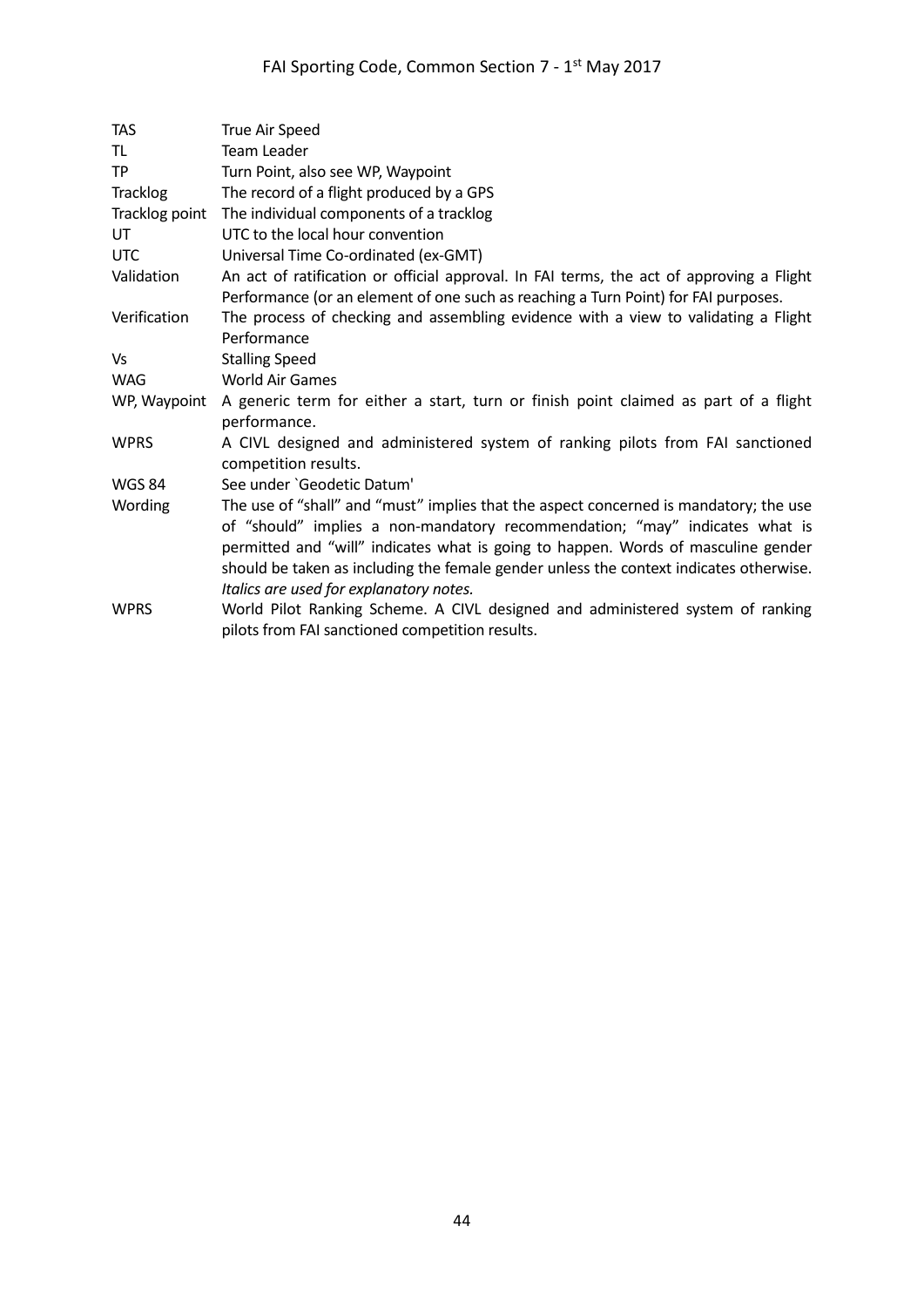| | |
|---|---|
| TAS | True Air Speed |
| TL | Team Leader |
| TP | Turn Point, also see WP, Waypoint |
| Tracklog | The record of a flight produced by a GPS |
| Tracklog point | The individual components of a tracklog |
| UT | UTC to the local hour convention |
| UTC | Universal Time Co-ordinated (ex-GMT) |
| Validation | An act of ratification or official approval. In FAI terms, the act of approving a Flight Performance (or an element of one such as reaching a Turn Point) for FAI purposes. |
| Verification | The process of checking and assembling evidence with a view to validating a Flight Performance |
| Vs | Stalling Speed |
| WAG | World Air Games |
| WP, Waypoint | A generic term for either a start, turn or finish point claimed as part of a flight performance. |
| WPRS | A CIVL designed and administered system of ranking pilots from FAI sanctioned competition results. |
| WGS 84 | See under `Geodetic Datum' |
| Wording | The use of "shall" and "must" implies that the aspect concerned is mandatory; the use of "should" implies a non-mandatory recommendation; "may" indicates what is permitted and "will" indicates what is going to happen. Words of masculine gender should be taken as including the female gender unless the context indicates otherwise. *Italics are used for explanatory notes.* |
| WPRS | World Pilot Ranking Scheme. A CIVL designed and administered system of ranking pilots from FAI sanctioned competition results. |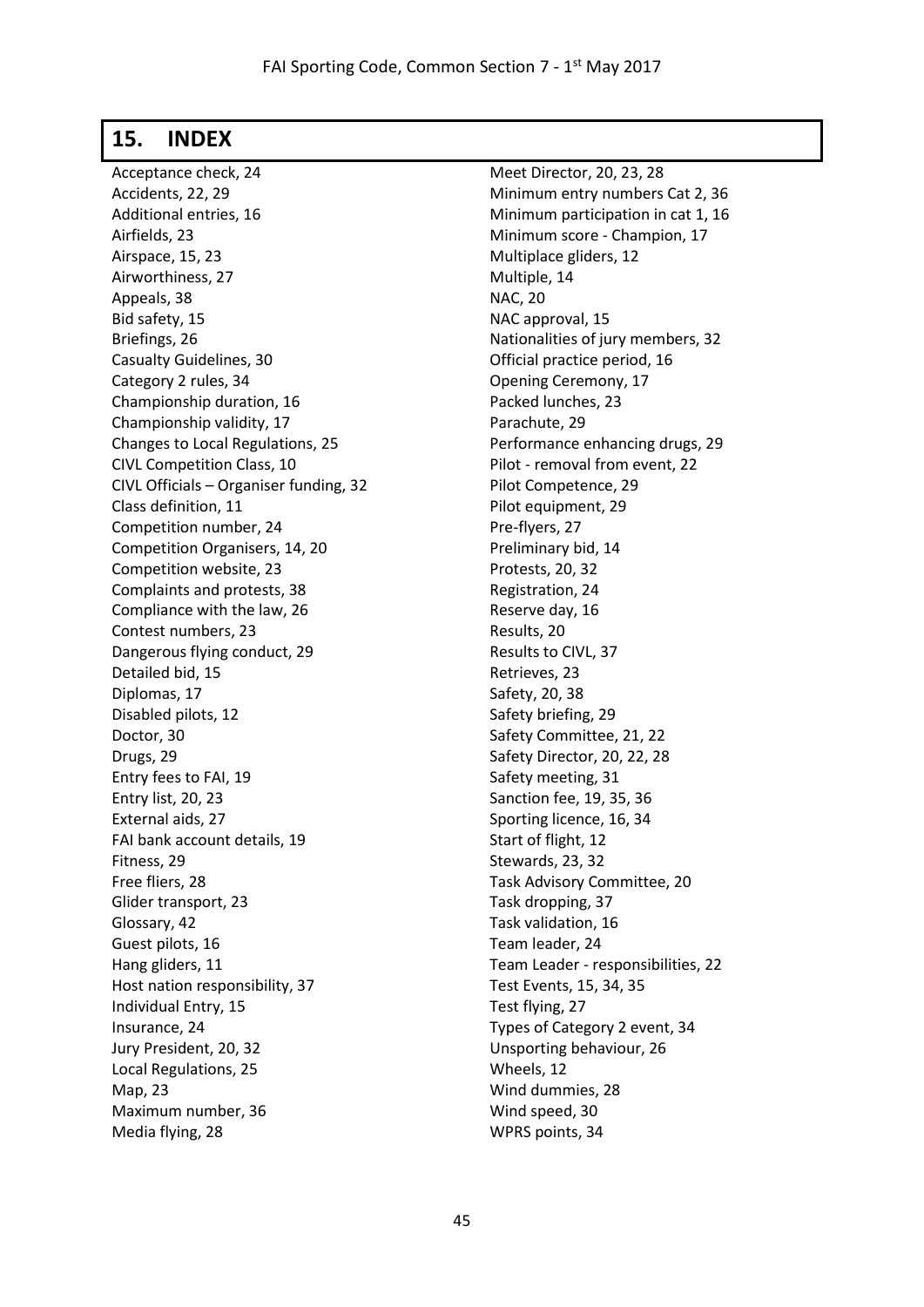## 15. INDEX

Acceptance check, 24
Accidents, 22, 29
Additional entries, 16
Airfields, 23
Airspace, 15, 23
Airworthiness, 27
Appeals, 38
Bid safety, 15
Briefings, 26
Casualty Guidelines, 30
Category 2 rules, 34
Championship duration, 16
Championship validity, 17
Changes to Local Regulations, 25
CIVL Competition Class, 10
CIVL Officials – Organiser funding, 32
Class definition, 11
Competition number, 24
Competition Organisers, 14, 20
Competition website, 23
Complaints and protests, 38
Compliance with the law, 26
Contest numbers, 23
Dangerous flying conduct, 29
Detailed bid, 15
Diplomas, 17
Disabled pilots, 12
Doctor, 30
Drugs, 29
Entry fees to FAI, 19
Entry list, 20, 23
External aids, 27
FAI bank account details, 19
Fitness, 29
Free fliers, 28
Glider transport, 23
Glossary, 42
Guest pilots, 16
Hang gliders, 11
Host nation responsibility, 37
Individual Entry, 15
Insurance, 24
Jury President, 20, 32
Local Regulations, 25
Map, 23
Maximum number, 36
Media flying, 28
Meet Director, 20, 23, 28
Minimum entry numbers Cat 2, 36
Minimum participation in cat 1, 16
Minimum score - Champion, 17
Multiplace gliders, 12
Multiple, 14
NAC, 20
NAC approval, 15
Nationalities of jury members, 32
Official practice period, 16
Opening Ceremony, 17
Packed lunches, 23
Parachute, 29
Performance enhancing drugs, 29
Pilot - removal from event, 22
Pilot Competence, 29
Pilot equipment, 29
Pre-flyers, 27
Preliminary bid, 14
Protests, 20, 32
Registration, 24
Reserve day, 16
Results, 20
Results to CIVL, 37
Retrieves, 23
Safety, 20, 38
Safety briefing, 29
Safety Committee, 21, 22
Safety Director, 20, 22, 28
Safety meeting, 31
Sanction fee, 19, 35, 36
Sporting licence, 16, 34
Start of flight, 12
Stewards, 23, 32
Task Advisory Committee, 20
Task dropping, 37
Task validation, 16
Team leader, 24
Team Leader - responsibilities, 22
Test Events, 15, 34, 35
Test flying, 27
Types of Category 2 event, 34
Unsporting behaviour, 26
Wheels, 12
Wind dummies, 28
Wind speed, 30
WPRS points, 34